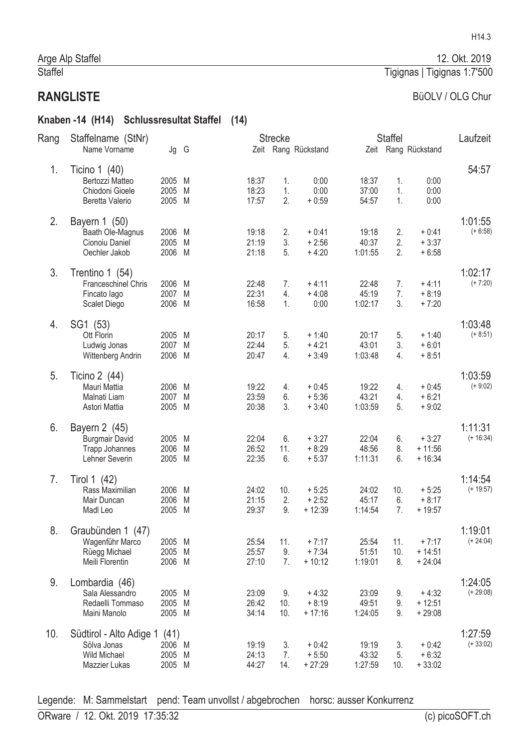Arge Alp Staffel — 12. Okt. 2019

Staffel — Tigignas | Tigignas 1:7'500

# RANGLISTE

BüOLV / OLG Chur

## Knaben -14 (H14) Schlussresultat Staffel (14)

| Rang | Staffelname (StNr) / Name Vorname | Jg | G | Strecke Zeit | Strecke Rang | Strecke Rückstand | Staffel Zeit | Staffel Rang | Staffel Rückstand | Laufzeit |
|---|---|---|---|---|---|---|---|---|---|---|
| 1. | Ticino 1 (40) | | | | | | | | | 54:57 |
| | Bertozzi Matteo | 2005 | M | 18:37 | 1. | 0:00 | 18:37 | 1. | 0:00 | |
| | Chiodoni Gioele | 2005 | M | 18:23 | 1. | 0:00 | 37:00 | 1. | 0:00 | |
| | Beretta Valerio | 2005 | M | 17:57 | 2. | + 0:59 | 54:57 | 1. | 0:00 | |
| 2. | Bayern 1 (50) | | | | | | | | | 1:01:55 (+ 6:58) |
| | Baath Ole-Magnus | 2006 | M | 19:18 | 2. | + 0:41 | 19:18 | 2. | + 0:41 | |
| | Cionoiu Daniel | 2005 | M | 21:19 | 3. | + 2:56 | 40:37 | 2. | + 3:37 | |
| | Oechler Jakob | 2006 | M | 21:18 | 5. | + 4:20 | 1:01:55 | 2. | + 6:58 | |
| 3. | Trentino 1 (54) | | | | | | | | | 1:02:17 (+ 7:20) |
| | Franceschinel Chris | 2006 | M | 22:48 | 7. | + 4:11 | 22:48 | 7. | + 4:11 | |
| | Fincato Iago | 2007 | M | 22:31 | 4. | + 4:08 | 45:19 | 7. | + 8:19 | |
| | Scalet Diego | 2006 | M | 16:58 | 1. | 0:00 | 1:02:17 | 3. | + 7:20 | |
| 4. | SG1 (53) | | | | | | | | | 1:03:48 (+ 8:51) |
| | Ott Florin | 2005 | M | 20:17 | 5. | + 1:40 | 20:17 | 5. | + 1:40 | |
| | Ludwig Jonas | 2007 | M | 22:44 | 5. | + 4:21 | 43:01 | 3. | + 6:01 | |
| | Wittenberg Andrin | 2006 | M | 20:47 | 4. | + 3:49 | 1:03:48 | 4. | + 8:51 | |
| 5. | Ticino 2 (44) | | | | | | | | | 1:03:59 (+ 9:02) |
| | Mauri Mattia | 2006 | M | 19:22 | 4. | + 0:45 | 19:22 | 4. | + 0:45 | |
| | Malnati Liam | 2007 | M | 23:59 | 6. | + 5:36 | 43:21 | 4. | + 6:21 | |
| | Astori Mattia | 2005 | M | 20:38 | 3. | + 3:40 | 1:03:59 | 5. | + 9:02 | |
| 6. | Bayern 2 (45) | | | | | | | | | 1:11:31 (+ 16:34) |
| | Burgmair David | 2005 | M | 22:04 | 6. | + 3:27 | 22:04 | 6. | + 3:27 | |
| | Trapp Johannes | 2006 | M | 26:52 | 11. | + 8:29 | 48:56 | 8. | + 11:56 | |
| | Lehner Severin | 2005 | M | 22:35 | 6. | + 5:37 | 1:11:31 | 6. | + 16:34 | |
| 7. | Tirol 1 (42) | | | | | | | | | 1:14:54 (+ 19:57) |
| | Rass Maximilian | 2006 | M | 24:02 | 10. | + 5:25 | 24:02 | 10. | + 5:25 | |
| | Mair Duncan | 2006 | M | 21:15 | 2. | + 2:52 | 45:17 | 6. | + 8:17 | |
| | Madl Leo | 2005 | M | 29:37 | 9. | + 12:39 | 1:14:54 | 7. | + 19:57 | |
| 8. | Graubünden 1 (47) | | | | | | | | | 1:19:01 (+ 24:04) |
| | Wagenführ Marco | 2005 | M | 25:54 | 11. | + 7:17 | 25:54 | 11. | + 7:17 | |
| | Rüegg Michael | 2005 | M | 25:57 | 9. | + 7:34 | 51:51 | 10. | + 14:51 | |
| | Meili Florentin | 2006 | M | 27:10 | 7. | + 10:12 | 1:19:01 | 8. | + 24:04 | |
| 9. | Lombardia (46) | | | | | | | | | 1:24:05 (+ 29:08) |
| | Sala Alessandro | 2005 | M | 23:09 | 9. | + 4:32 | 23:09 | 9. | + 4:32 | |
| | Redaelli Tommaso | 2005 | M | 26:42 | 10. | + 8:19 | 49:51 | 9. | + 12:51 | |
| | Maini Manolo | 2005 | M | 34:14 | 10. | + 17:16 | 1:24:05 | 9. | + 29:08 | |
| 10. | Südtirol - Alto Adige 1 (41) | | | | | | | | | 1:27:59 (+ 33:02) |
| | Sölva Jonas | 2006 | M | 19:19 | 3. | + 0:42 | 19:19 | 3. | + 0:42 | |
| | Wild Michael | 2005 | M | 24:13 | 7. | + 5:50 | 43:32 | 5. | + 6:32 | |
| | Mazzier Lukas | 2005 | M | 44:27 | 14. | + 27:29 | 1:27:59 | 10. | + 33:02 | |

Legende: M: Sammelstart pend: Team unvollst / abgebrochen horsc: ausser Konkurrenz

ORware / 12. Okt. 2019 17:35:32 — (c) picoSOFT.ch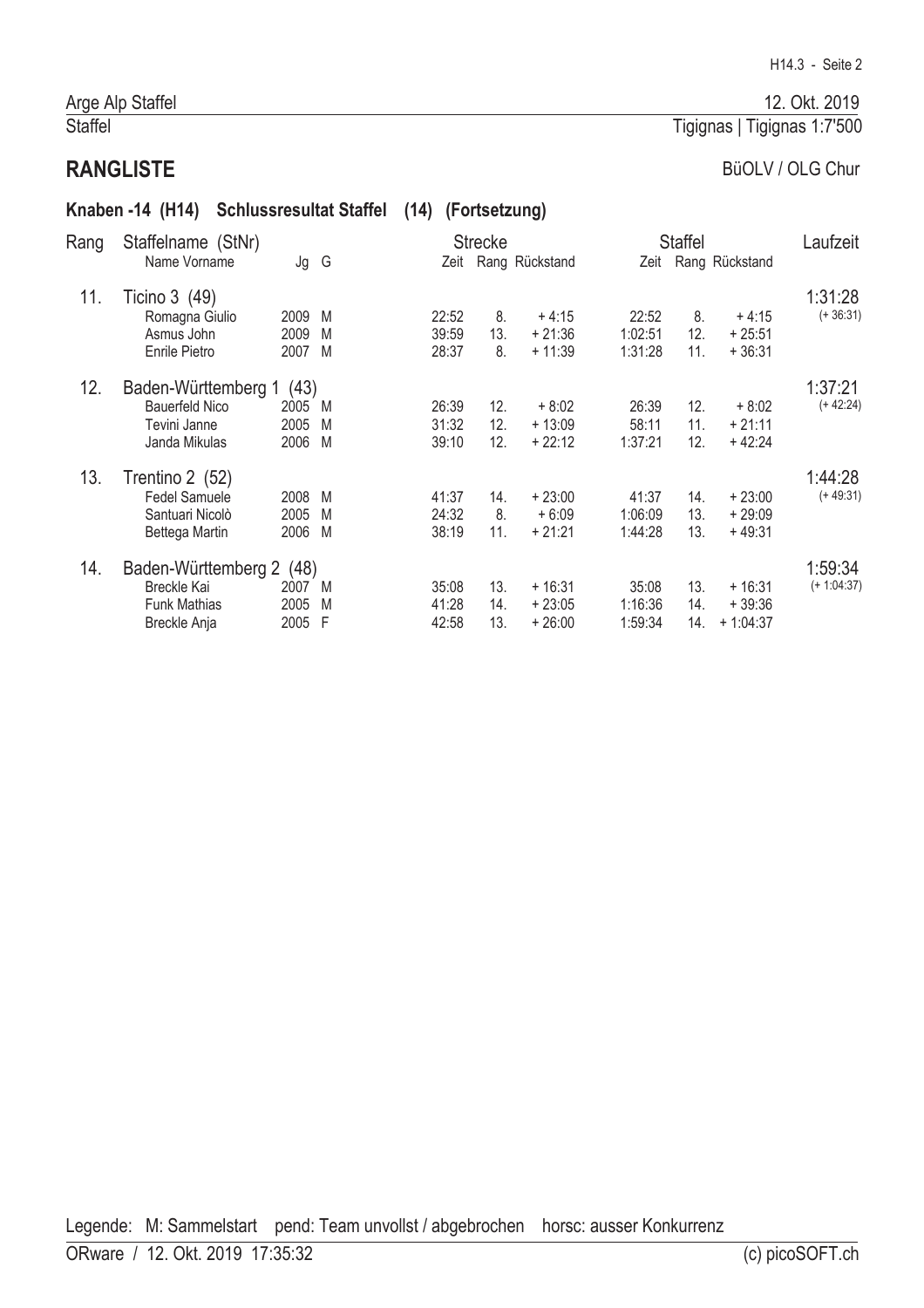Arge Alp Staffel — 12. Okt. 2019

Staffel — Tigignas | Tigignas 1:7'500

## RANGLISTE

BüOLV / OLG Chur

### Knaben -14 (H14) Schlussresultat Staffel (14) (Fortsetzung)

| Rang | Staffelname (StNr) / Name Vorname | Jg | G | Strecke | | | Staffel | | | Laufzeit |
|---|---|---|---|---|---|---|---|---|---|---|
| | | | | Zeit | Rang | Rückstand | Zeit | Rang | Rückstand | |
| 11. | Ticino 3 (49) | | | | | | | | | 1:31:28 (+ 36:31) |
| | Romagna Giulio | 2009 | M | 22:52 | 8. | + 4:15 | 22:52 | 8. | + 4:15 | |
| | Asmus John | 2009 | M | 39:59 | 13. | + 21:36 | 1:02:51 | 12. | + 25:51 | |
| | Enrile Pietro | 2007 | M | 28:37 | 8. | + 11:39 | 1:31:28 | 11. | + 36:31 | |
| 12. | Baden-Württemberg 1 (43) | | | | | | | | | 1:37:21 (+ 42:24) |
| | Bauerfeld Nico | 2005 | M | 26:39 | 12. | + 8:02 | 26:39 | 12. | + 8:02 | |
| | Tevini Janne | 2005 | M | 31:32 | 12. | + 13:09 | 58:11 | 11. | + 21:11 | |
| | Janda Mikulas | 2006 | M | 39:10 | 12. | + 22:12 | 1:37:21 | 12. | + 42:24 | |
| 13. | Trentino 2 (52) | | | | | | | | | 1:44:28 (+ 49:31) |
| | Fedel Samuele | 2008 | M | 41:37 | 14. | + 23:00 | 41:37 | 14. | + 23:00 | |
| | Santuari Nicolò | 2005 | M | 24:32 | 8. | + 6:09 | 1:06:09 | 13. | + 29:09 | |
| | Bettega Martin | 2006 | M | 38:19 | 11. | + 21:21 | 1:44:28 | 13. | + 49:31 | |
| 14. | Baden-Württemberg 2 (48) | | | | | | | | | 1:59:34 (+ 1:04:37) |
| | Breckle Kai | 2007 | M | 35:08 | 13. | + 16:31 | 35:08 | 13. | + 16:31 | |
| | Funk Mathias | 2005 | M | 41:28 | 14. | + 23:05 | 1:16:36 | 14. | + 39:36 | |
| | Breckle Anja | 2005 | F | 42:58 | 13. | + 26:00 | 1:59:34 | 14. | + 1:04:37 | |

Legende: M: Sammelstart pend: Team unvollst / abgebrochen horsc: ausser Konkurrenz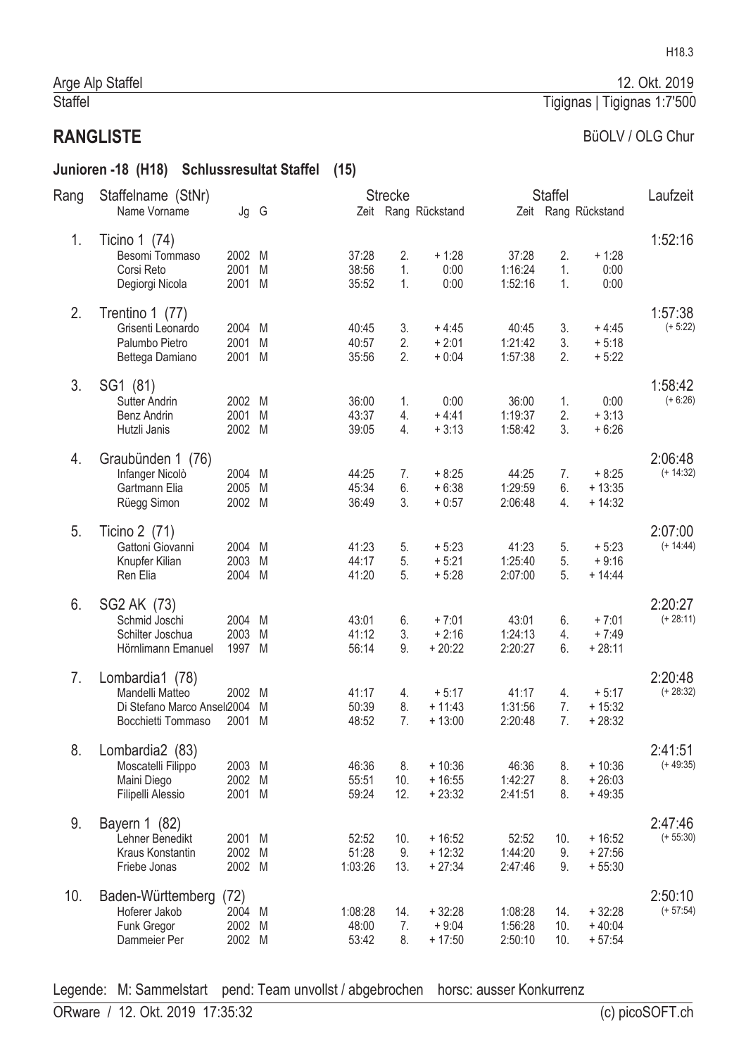Arge Alp Staffel | 12. Okt. 2019

Staffel | Tigignas | Tigignas 1:7'500

# RANGLISTE

BüOLV / OLG Chur

## Junioren -18 (H18) Schlussresultat Staffel (15)

| Rang | Staffelname (StNr) / Name Vorname | Jg | G | Strecke Zeit | Strecke Rang | Strecke Rückstand | Staffel Zeit | Staffel Rang | Staffel Rückstand | Laufzeit |
|---|---|---|---|---|---|---|---|---|---|---|
| 1. | Ticino 1 (74) | | | | | | | | | 1:52:16 |
| | Besomi Tommaso | 2002 | M | 37:28 | 2. | + 1:28 | 37:28 | 2. | + 1:28 | |
| | Corsi Reto | 2001 | M | 38:56 | 1. | 0:00 | 1:16:24 | 1. | 0:00 | |
| | Degiorgi Nicola | 2001 | M | 35:52 | 1. | 0:00 | 1:52:16 | 1. | 0:00 | |
| 2. | Trentino 1 (77) | | | | | | | | | 1:57:38 (+ 5:22) |
| | Grisenti Leonardo | 2004 | M | 40:45 | 3. | + 4:45 | 40:45 | 3. | + 4:45 | |
| | Palumbo Pietro | 2001 | M | 40:57 | 2. | + 2:01 | 1:21:42 | 3. | + 5:18 | |
| | Bettega Damiano | 2001 | M | 35:56 | 2. | + 0:04 | 1:57:38 | 2. | + 5:22 | |
| 3. | SG1 (81) | | | | | | | | | 1:58:42 (+ 6:26) |
| | Sutter Andrin | 2002 | M | 36:00 | 1. | 0:00 | 36:00 | 1. | 0:00 | |
| | Benz Andrin | 2001 | M | 43:37 | 4. | + 4:41 | 1:19:37 | 2. | + 3:13 | |
| | Hutzli Janis | 2002 | M | 39:05 | 4. | + 3:13 | 1:58:42 | 3. | + 6:26 | |
| 4. | Graubünden 1 (76) | | | | | | | | | 2:06:48 (+ 14:32) |
| | Infanger Nicolò | 2004 | M | 44:25 | 7. | + 8:25 | 44:25 | 7. | + 8:25 | |
| | Gartmann Elia | 2005 | M | 45:34 | 6. | + 6:38 | 1:29:59 | 6. | + 13:35 | |
| | Rüegg Simon | 2002 | M | 36:49 | 3. | + 0:57 | 2:06:48 | 4. | + 14:32 | |
| 5. | Ticino 2 (71) | | | | | | | | | 2:07:00 (+ 14:44) |
| | Gattoni Giovanni | 2004 | M | 41:23 | 5. | + 5:23 | 41:23 | 5. | + 5:23 | |
| | Knupfer Kilian | 2003 | M | 44:17 | 5. | + 5:21 | 1:25:40 | 5. | + 9:16 | |
| | Ren Elia | 2004 | M | 41:20 | 5. | + 5:28 | 2:07:00 | 5. | + 14:44 | |
| 6. | SG2 AK (73) | | | | | | | | | 2:20:27 (+ 28:11) |
| | Schmid Joschi | 2004 | M | 43:01 | 6. | + 7:01 | 43:01 | 6. | + 7:01 | |
| | Schilter Joschua | 2003 | M | 41:12 | 3. | + 2:16 | 1:24:13 | 4. | + 7:49 | |
| | Hörnlimann Emanuel | 1997 | M | 56:14 | 9. | + 20:22 | 2:20:27 | 6. | + 28:11 | |
| 7. | Lombardia1 (78) | | | | | | | | | 2:20:48 (+ 28:32) |
| | Mandelli Matteo | 2002 | M | 41:17 | 4. | + 5:17 | 41:17 | 4. | + 5:17 | |
| | Di Stefano Marco Ansel | 2004 | M | 50:39 | 8. | + 11:43 | 1:31:56 | 7. | + 15:32 | |
| | Bocchietti Tommaso | 2001 | M | 48:52 | 7. | + 13:00 | 2:20:48 | 7. | + 28:32 | |
| 8. | Lombardia2 (83) | | | | | | | | | 2:41:51 (+ 49:35) |
| | Moscatelli Filippo | 2003 | M | 46:36 | 8. | + 10:36 | 46:36 | 8. | + 10:36 | |
| | Maini Diego | 2002 | M | 55:51 | 10. | + 16:55 | 1:42:27 | 8. | + 26:03 | |
| | Filipelli Alessio | 2001 | M | 59:24 | 12. | + 23:32 | 2:41:51 | 8. | + 49:35 | |
| 9. | Bayern 1 (82) | | | | | | | | | 2:47:46 (+ 55:30) |
| | Lehner Benedikt | 2001 | M | 52:52 | 10. | + 16:52 | 52:52 | 10. | + 16:52 | |
| | Kraus Konstantin | 2002 | M | 51:28 | 9. | + 12:32 | 1:44:20 | 9. | + 27:56 | |
| | Friebe Jonas | 2002 | M | 1:03:26 | 13. | + 27:34 | 2:47:46 | 9. | + 55:30 | |
| 10. | Baden-Württemberg (72) | | | | | | | | | 2:50:10 (+ 57:54) |
| | Hoferer Jakob | 2004 | M | 1:08:28 | 14. | + 32:28 | 1:08:28 | 14. | + 32:28 | |
| | Funk Gregor | 2002 | M | 48:00 | 7. | + 9:04 | 1:56:28 | 10. | + 40:04 | |
| | Dammeier Per | 2002 | M | 53:42 | 8. | + 17:50 | 2:50:10 | 10. | + 57:54 | |

Legende: M: Sammelstart pend: Team unvollst / abgebrochen horsc: ausser Konkurrenz

ORware / 12. Okt. 2019 17:35:32 (c) picoSOFT.ch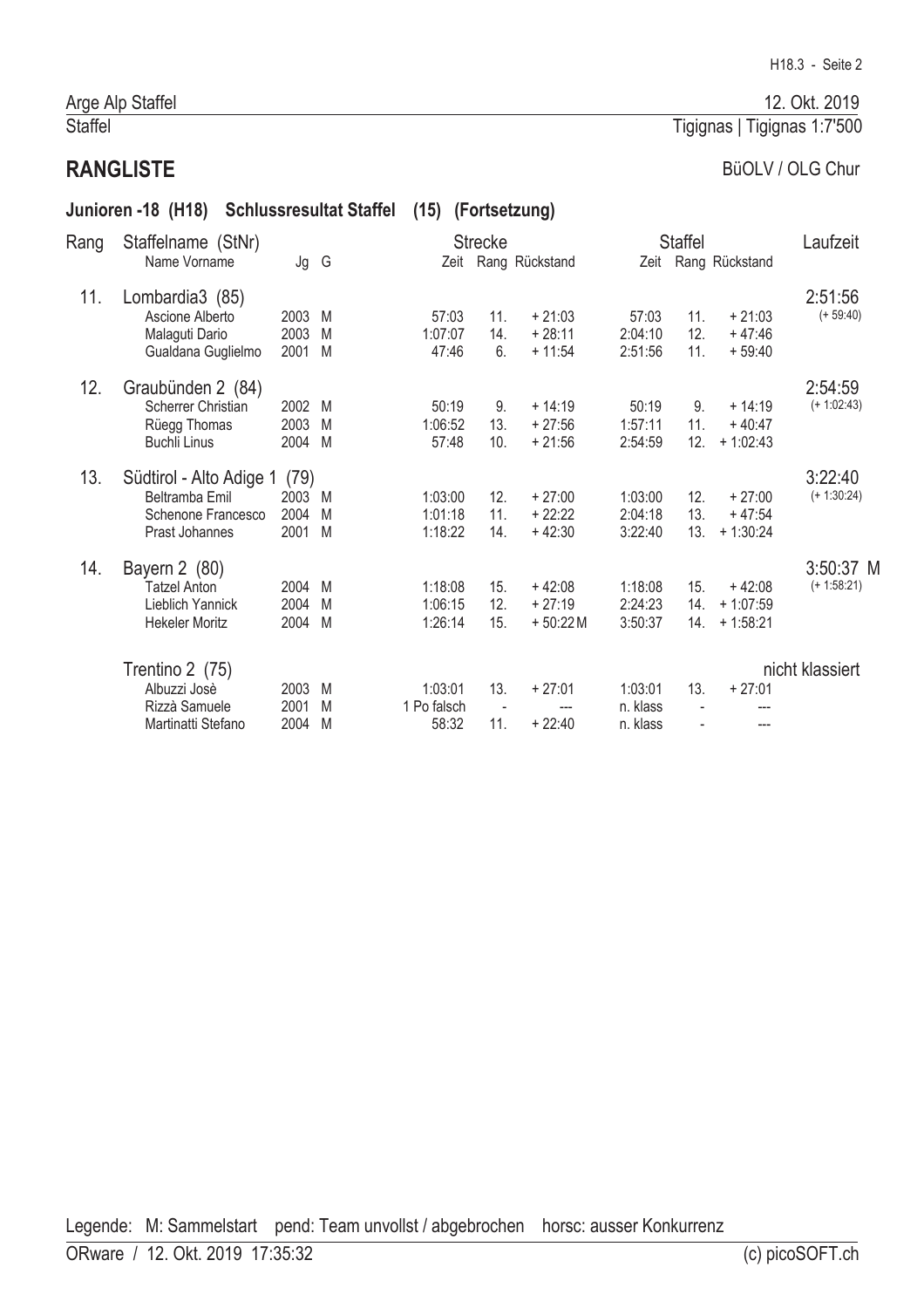Arge Alp Staffel — 12. Okt. 2019

Staffel — Tigignas | Tigignas 1:7'500

## RANGLISTE

BüOLV / OLG Chur

### Junioren -18 (H18) Schlussresultat Staffel (15) (Fortsetzung)

| Rang | Staffelname (StNr) / Name Vorname | Jg | G | Strecke Zeit | Strecke Rang | Strecke Rückstand | Staffel Zeit | Staffel Rang | Staffel Rückstand | Laufzeit |
|---|---|---|---|---|---|---|---|---|---|---|
| 11. | Lombardia3 (85) | | | | | | | | | 2:51:56 |
| | Ascione Alberto | 2003 | M | 57:03 | 11. | + 21:03 | 57:03 | 11. | + 21:03 | (+ 59:40) |
| | Malaguti Dario | 2003 | M | 1:07:07 | 14. | + 28:11 | 2:04:10 | 12. | + 47:46 | |
| | Gualdana Guglielmo | 2001 | M | 47:46 | 6. | + 11:54 | 2:51:56 | 11. | + 59:40 | |
| 12. | Graubünden 2 (84) | | | | | | | | | 2:54:59 |
| | Scherrer Christian | 2002 | M | 50:19 | 9. | + 14:19 | 50:19 | 9. | + 14:19 | (+ 1:02:43) |
| | Rüegg Thomas | 2003 | M | 1:06:52 | 13. | + 27:56 | 1:57:11 | 11. | + 40:47 | |
| | Buchli Linus | 2004 | M | 57:48 | 10. | + 21:56 | 2:54:59 | 12. | + 1:02:43 | |
| 13. | Südtirol - Alto Adige 1 (79) | | | | | | | | | 3:22:40 |
| | Beltramba Emil | 2003 | M | 1:03:00 | 12. | + 27:00 | 1:03:00 | 12. | + 27:00 | (+ 1:30:24) |
| | Schenone Francesco | 2004 | M | 1:01:18 | 11. | + 22:22 | 2:04:18 | 13. | + 47:54 | |
| | Prast Johannes | 2001 | M | 1:18:22 | 14. | + 42:30 | 3:22:40 | 13. | + 1:30:24 | |
| 14. | Bayern 2 (80) | | | | | | | | | 3:50:37 M |
| | Tatzel Anton | 2004 | M | 1:18:08 | 15. | + 42:08 | 1:18:08 | 15. | + 42:08 | (+ 1:58:21) |
| | Lieblich Yannick | 2004 | M | 1:06:15 | 12. | + 27:19 | 2:24:23 | 14. | + 1:07:59 | |
| | Hekeler Moritz | 2004 | M | 1:26:14 | 15. | + 50:22 M | 3:50:37 | 14. | + 1:58:21 | |
| | Trentino 2 (75) | | | | | | | | | nicht klassiert |
| | Albuzzi Josè | 2003 | M | 1:03:01 | 13. | + 27:01 | 1:03:01 | 13. | + 27:01 | |
| | Rizzà Samuele | 2001 | M | 1 Po falsch | - | --- | n. klass | - | --- | |
| | Martinatti Stefano | 2004 | M | 58:32 | 11. | + 22:40 | n. klass | - | --- | |

Legende: M: Sammelstart pend: Team unvollst / abgebrochen horsc: ausser Konkurrenz

ORware / 12. Okt. 2019 17:35:32 (c) picoSOFT.ch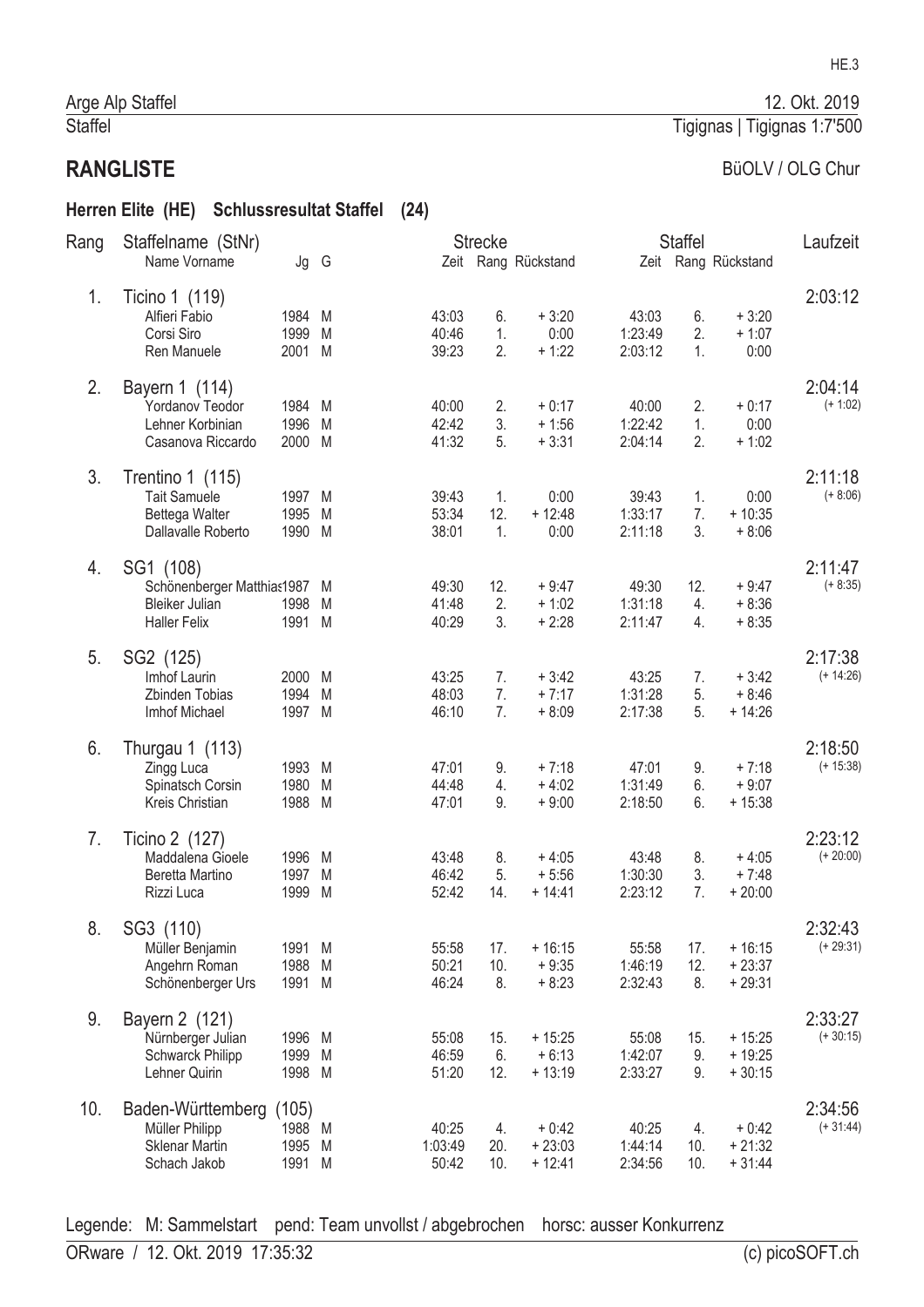Arge Alp Staffel — 12. Okt. 2019

Staffel — Tigignas | Tigignas 1:7'500

# RANGLISTE

BüOLV / OLG Chur

## Herren Elite (HE) Schlussresultat Staffel (24)

| Rang | Staffelname (StNr) / Name Vorname | Jg | G | Strecke Zeit | Strecke Rang | Strecke Rückstand | Staffel Zeit | Staffel Rang | Staffel Rückstand | Laufzeit |
|---|---|---|---|---|---|---|---|---|---|---|
| 1. | Ticino 1 (119) | | | | | | | | | 2:03:12 |
| | Alfieri Fabio | 1984 | M | 43:03 | 6. | + 3:20 | 43:03 | 6. | + 3:20 | |
| | Corsi Siro | 1999 | M | 40:46 | 1. | 0:00 | 1:23:49 | 2. | + 1:07 | |
| | Ren Manuele | 2001 | M | 39:23 | 2. | + 1:22 | 2:03:12 | 1. | 0:00 | |
| 2. | Bayern 1 (114) | | | | | | | | | 2:04:14 (+ 1:02) |
| | Yordanov Teodor | 1984 | M | 40:00 | 2. | + 0:17 | 40:00 | 2. | + 0:17 | |
| | Lehner Korbinian | 1996 | M | 42:42 | 3. | + 1:56 | 1:22:42 | 1. | 0:00 | |
| | Casanova Riccardo | 2000 | M | 41:32 | 5. | + 3:31 | 2:04:14 | 2. | + 1:02 | |
| 3. | Trentino 1 (115) | | | | | | | | | 2:11:18 (+ 8:06) |
| | Tait Samuele | 1997 | M | 39:43 | 1. | 0:00 | 39:43 | 1. | 0:00 | |
| | Bettega Walter | 1995 | M | 53:34 | 12. | + 12:48 | 1:33:17 | 7. | + 10:35 | |
| | Dallavalle Roberto | 1990 | M | 38:01 | 1. | 0:00 | 2:11:18 | 3. | + 8:06 | |
| 4. | SG1 (108) | | | | | | | | | 2:11:47 (+ 8:35) |
| | Schönenberger Matthias | 1987 | M | 49:30 | 12. | + 9:47 | 49:30 | 12. | + 9:47 | |
| | Bleiker Julian | 1998 | M | 41:48 | 2. | + 1:02 | 1:31:18 | 4. | + 8:36 | |
| | Haller Felix | 1991 | M | 40:29 | 3. | + 2:28 | 2:11:47 | 4. | + 8:35 | |
| 5. | SG2 (125) | | | | | | | | | 2:17:38 (+ 14:26) |
| | Imhof Laurin | 2000 | M | 43:25 | 7. | + 3:42 | 43:25 | 7. | + 3:42 | |
| | Zbinden Tobias | 1994 | M | 48:03 | 7. | + 7:17 | 1:31:28 | 5. | + 8:46 | |
| | Imhof Michael | 1997 | M | 46:10 | 7. | + 8:09 | 2:17:38 | 5. | + 14:26 | |
| 6. | Thurgau 1 (113) | | | | | | | | | 2:18:50 (+ 15:38) |
| | Zingg Luca | 1993 | M | 47:01 | 9. | + 7:18 | 47:01 | 9. | + 7:18 | |
| | Spinatsch Corsin | 1980 | M | 44:48 | 4. | + 4:02 | 1:31:49 | 6. | + 9:07 | |
| | Kreis Christian | 1988 | M | 47:01 | 9. | + 9:00 | 2:18:50 | 6. | + 15:38 | |
| 7. | Ticino 2 (127) | | | | | | | | | 2:23:12 (+ 20:00) |
| | Maddalena Gioele | 1996 | M | 43:48 | 8. | + 4:05 | 43:48 | 8. | + 4:05 | |
| | Beretta Martino | 1997 | M | 46:42 | 5. | + 5:56 | 1:30:30 | 3. | + 7:48 | |
| | Rizzi Luca | 1999 | M | 52:42 | 14. | + 14:41 | 2:23:12 | 7. | + 20:00 | |
| 8. | SG3 (110) | | | | | | | | | 2:32:43 (+ 29:31) |
| | Müller Benjamin | 1991 | M | 55:58 | 17. | + 16:15 | 55:58 | 17. | + 16:15 | |
| | Angehrn Roman | 1988 | M | 50:21 | 10. | + 9:35 | 1:46:19 | 12. | + 23:37 | |
| | Schönenberger Urs | 1991 | M | 46:24 | 8. | + 8:23 | 2:32:43 | 8. | + 29:31 | |
| 9. | Bayern 2 (121) | | | | | | | | | 2:33:27 (+ 30:15) |
| | Nürnberger Julian | 1996 | M | 55:08 | 15. | + 15:25 | 55:08 | 15. | + 15:25 | |
| | Schwarck Philipp | 1999 | M | 46:59 | 6. | + 6:13 | 1:42:07 | 9. | + 19:25 | |
| | Lehner Quirin | 1998 | M | 51:20 | 12. | + 13:19 | 2:33:27 | 9. | + 30:15 | |
| 10. | Baden-Württemberg (105) | | | | | | | | | 2:34:56 (+ 31:44) |
| | Müller Philipp | 1988 | M | 40:25 | 4. | + 0:42 | 40:25 | 4. | + 0:42 | |
| | Sklenar Martin | 1995 | M | 1:03:49 | 20. | + 23:03 | 1:44:14 | 10. | + 21:32 | |
| | Schach Jakob | 1991 | M | 50:42 | 10. | + 12:41 | 2:34:56 | 10. | + 31:44 | |

Legende: M: Sammelstart pend: Team unvollst / abgebrochen horsc: ausser Konkurrenz

ORware / 12. Okt. 2019 17:35:32 — (c) picoSOFT.ch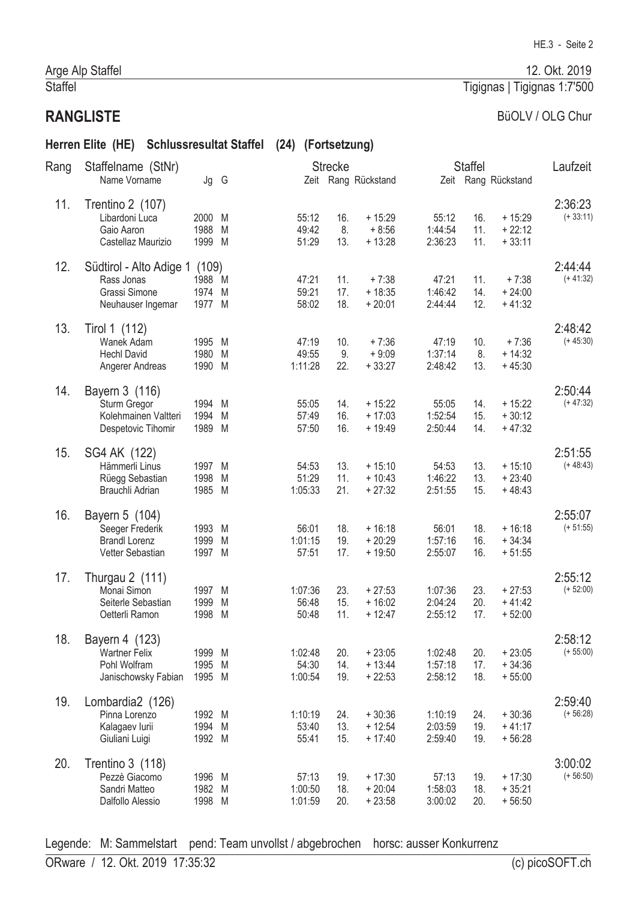Arge Alp Staffel

Staffel

12. Okt. 2019

Tigignas | Tigignas 1:7'500

## RANGLISTE

BüOLV / OLG Chur

### Herren Elite (HE) Schlussresultat Staffel (24) (Fortsetzung)

| Rang | Staffelname (StNr) / Name Vorname | Jg | G | Strecke Zeit | Strecke Rang | Strecke Rückstand | Staffel Zeit | Staffel Rang | Staffel Rückstand | Laufzeit |
|---|---|---|---|---|---|---|---|---|---|---|
| 11. | Trentino 2 (107) | | | | | | | | | 2:36:23 (+ 33:11) |
| | Libardoni Luca | 2000 | M | 55:12 | 16. | + 15:29 | 55:12 | 16. | + 15:29 | |
| | Gaio Aaron | 1988 | M | 49:42 | 8. | + 8:56 | 1:44:54 | 11. | + 22:12 | |
| | Castellaz Maurizio | 1999 | M | 51:29 | 13. | + 13:28 | 2:36:23 | 11. | + 33:11 | |
| 12. | Südtirol - Alto Adige 1 (109) | | | | | | | | | 2:44:44 (+ 41:32) |
| | Rass Jonas | 1988 | M | 47:21 | 11. | + 7:38 | 47:21 | 11. | + 7:38 | |
| | Grassi Simone | 1974 | M | 59:21 | 17. | + 18:35 | 1:46:42 | 14. | + 24:00 | |
| | Neuhauser Ingemar | 1977 | M | 58:02 | 18. | + 20:01 | 2:44:44 | 12. | + 41:32 | |
| 13. | Tirol 1 (112) | | | | | | | | | 2:48:42 (+ 45:30) |
| | Wanek Adam | 1995 | M | 47:19 | 10. | + 7:36 | 47:19 | 10. | + 7:36 | |
| | Hechl David | 1980 | M | 49:55 | 9. | + 9:09 | 1:37:14 | 8. | + 14:32 | |
| | Angerer Andreas | 1990 | M | 1:11:28 | 22. | + 33:27 | 2:48:42 | 13. | + 45:30 | |
| 14. | Bayern 3 (116) | | | | | | | | | 2:50:44 (+ 47:32) |
| | Sturm Gregor | 1994 | M | 55:05 | 14. | + 15:22 | 55:05 | 14. | + 15:22 | |
| | Kolehmainen Valtteri | 1994 | M | 57:49 | 16. | + 17:03 | 1:52:54 | 15. | + 30:12 | |
| | Despetovic Tihomir | 1989 | M | 57:50 | 16. | + 19:49 | 2:50:44 | 14. | + 47:32 | |
| 15. | SG4 AK (122) | | | | | | | | | 2:51:55 (+ 48:43) |
| | Hämmerli Linus | 1997 | M | 54:53 | 13. | + 15:10 | 54:53 | 13. | + 15:10 | |
| | Rüegg Sebastian | 1998 | M | 51:29 | 11. | + 10:43 | 1:46:22 | 13. | + 23:40 | |
| | Brauchli Adrian | 1985 | M | 1:05:33 | 21. | + 27:32 | 2:51:55 | 15. | + 48:43 | |
| 16. | Bayern 5 (104) | | | | | | | | | 2:55:07 (+ 51:55) |
| | Seeger Frederik | 1993 | M | 56:01 | 18. | + 16:18 | 56:01 | 18. | + 16:18 | |
| | Brandl Lorenz | 1999 | M | 1:01:15 | 19. | + 20:29 | 1:57:16 | 16. | + 34:34 | |
| | Vetter Sebastian | 1997 | M | 57:51 | 17. | + 19:50 | 2:55:07 | 16. | + 51:55 | |
| 17. | Thurgau 2 (111) | | | | | | | | | 2:55:12 (+ 52:00) |
| | Monai Simon | 1997 | M | 1:07:36 | 23. | + 27:53 | 1:07:36 | 23. | + 27:53 | |
| | Seiterle Sebastian | 1999 | M | 56:48 | 15. | + 16:02 | 2:04:24 | 20. | + 41:42 | |
| | Oetterli Ramon | 1998 | M | 50:48 | 11. | + 12:47 | 2:55:12 | 17. | + 52:00 | |
| 18. | Bayern 4 (123) | | | | | | | | | 2:58:12 (+ 55:00) |
| | Wartner Felix | 1999 | M | 1:02:48 | 20. | + 23:05 | 1:02:48 | 20. | + 23:05 | |
| | Pohl Wolfram | 1995 | M | 54:30 | 14. | + 13:44 | 1:57:18 | 17. | + 34:36 | |
| | Janischowsky Fabian | 1995 | M | 1:00:54 | 19. | + 22:53 | 2:58:12 | 18. | + 55:00 | |
| 19. | Lombardia2 (126) | | | | | | | | | 2:59:40 (+ 56:28) |
| | Pinna Lorenzo | 1992 | M | 1:10:19 | 24. | + 30:36 | 1:10:19 | 24. | + 30:36 | |
| | Kalagaev Iurii | 1994 | M | 53:40 | 13. | + 12:54 | 2:03:59 | 19. | + 41:17 | |
| | Giuliani Luigi | 1992 | M | 55:41 | 15. | + 17:40 | 2:59:40 | 19. | + 56:28 | |
| 20. | Trentino 3 (118) | | | | | | | | | 3:00:02 (+ 56:50) |
| | Pezzè Giacomo | 1996 | M | 57:13 | 19. | + 17:30 | 57:13 | 19. | + 17:30 | |
| | Sandri Matteo | 1982 | M | 1:00:50 | 18. | + 20:04 | 1:58:03 | 18. | + 35:21 | |
| | Dalfollo Alessio | 1998 | M | 1:01:59 | 20. | + 23:58 | 3:00:02 | 20. | + 56:50 | |

Legende: M: Sammelstart pend: Team unvollst / abgebrochen horsc: ausser Konkurrenz

ORware / 12. Okt. 2019 17:35:32 (c) picoSOFT.ch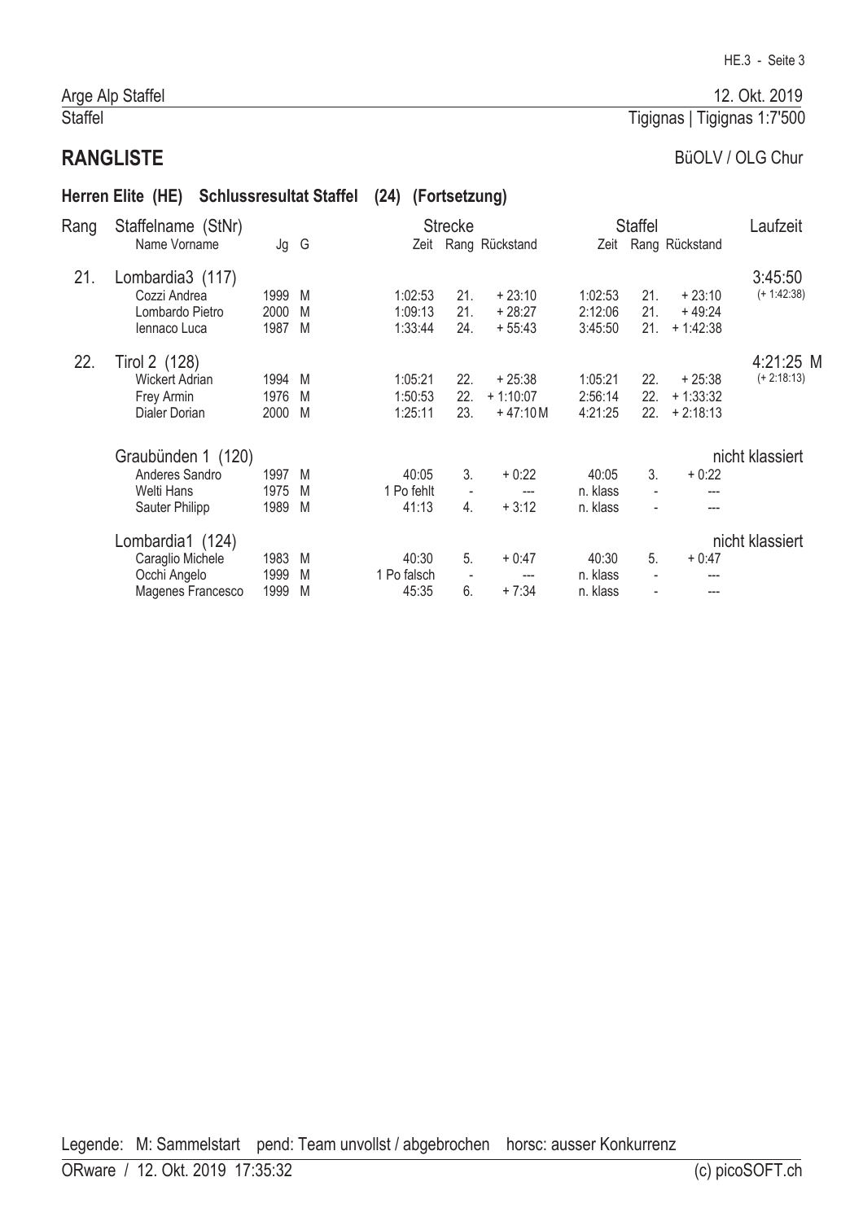Arge Alp Staffel — 12. Okt. 2019

Staffel — Tigignas | Tigignas 1:7'500

## RANGLISTE

BüOLV / OLG Chur

### Herren Elite (HE) Schlussresultat Staffel (24) (Fortsetzung)

| Rang | Staffelname (StNr) / Name Vorname | Jg | G | Strecke Zeit | Strecke Rang | Strecke Rückstand | Staffel Zeit | Staffel Rang | Staffel Rückstand | Laufzeit |
|---|---|---|---|---|---|---|---|---|---|---|
| 21. | Lombardia3 (117) | | | | | | | | | 3:45:50 (+ 1:42:38) |
| | Cozzi Andrea | 1999 | M | 1:02:53 | 21. | + 23:10 | 1:02:53 | 21. | + 23:10 | |
| | Lombardo Pietro | 2000 | M | 1:09:13 | 21. | + 28:27 | 2:12:06 | 21. | + 49:24 | |
| | Iennaco Luca | 1987 | M | 1:33:44 | 24. | + 55:43 | 3:45:50 | 21. | + 1:42:38 | |
| 22. | Tirol 2 (128) | | | | | | | | | 4:21:25 M (+ 2:18:13) |
| | Wickert Adrian | 1994 | M | 1:05:21 | 22. | + 25:38 | 1:05:21 | 22. | + 25:38 | |
| | Frey Armin | 1976 | M | 1:50:53 | 22. | + 1:10:07 | 2:56:14 | 22. | + 1:33:32 | |
| | Dialer Dorian | 2000 | M | 1:25:11 | 23. | + 47:10 M | 4:21:25 | 22. | + 2:18:13 | |
| | Graubünden 1 (120) | | | | | | | | | nicht klassiert |
| | Anderes Sandro | 1997 | M | 40:05 | 3. | + 0:22 | 40:05 | 3. | + 0:22 | |
| | Welti Hans | 1975 | M | 1 Po fehlt | - | --- | n. klass | - | --- | |
| | Sauter Philipp | 1989 | M | 41:13 | 4. | + 3:12 | n. klass | - | --- | |
| | Lombardia1 (124) | | | | | | | | | nicht klassiert |
| | Caraglio Michele | 1983 | M | 40:30 | 5. | + 0:47 | 40:30 | 5. | + 0:47 | |
| | Occhi Angelo | 1999 | M | 1 Po falsch | - | --- | n. klass | - | --- | |
| | Magenes Francesco | 1999 | M | 45:35 | 6. | + 7:34 | n. klass | - | --- | |

Legende: M: Sammelstart pend: Team unvollst / abgebrochen horsc: ausser Konkurrenz

ORware / 12. Okt. 2019 17:35:32 (c) picoSOFT.ch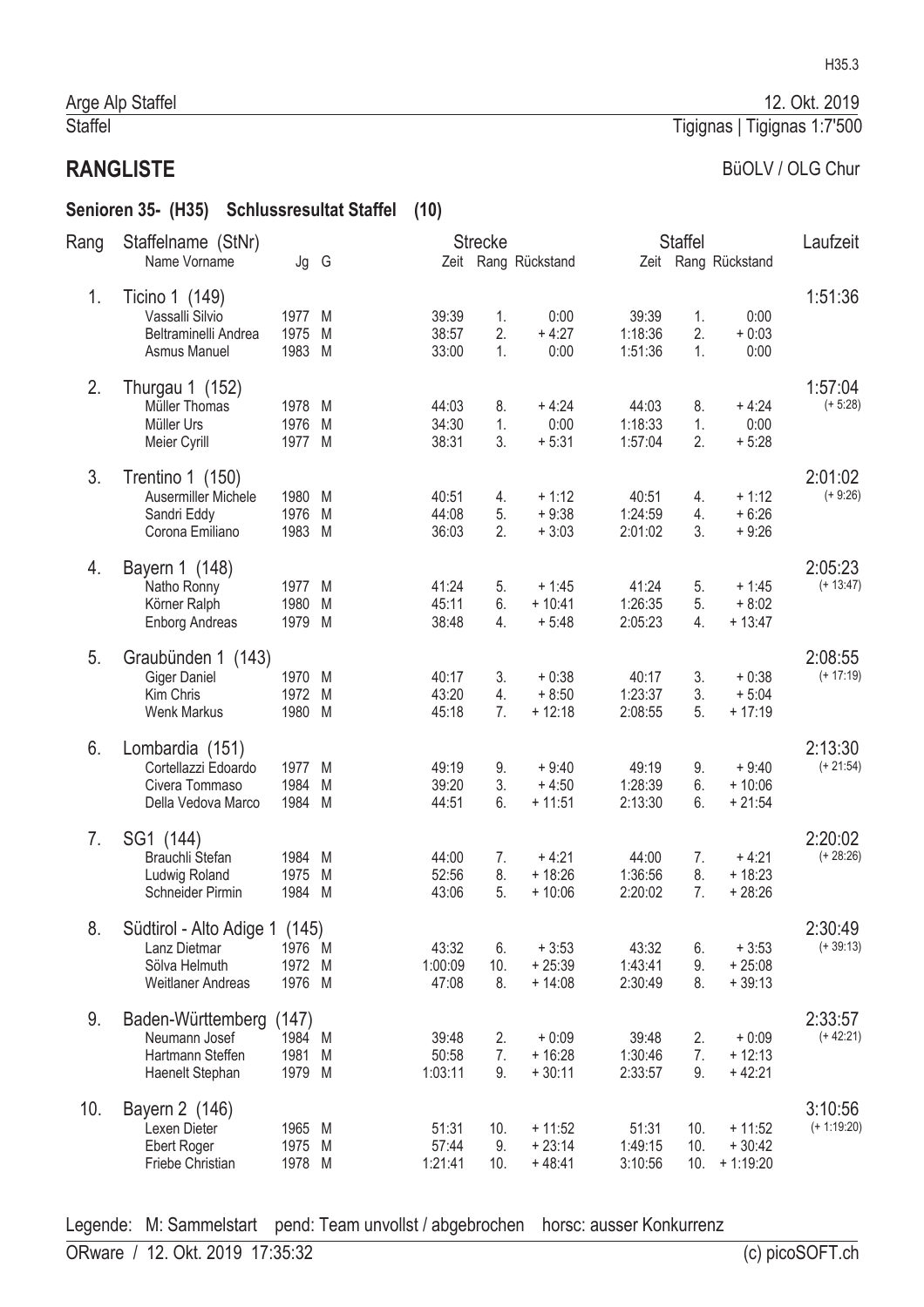Arge Alp Staffel | 12. Okt. 2019

Staffel | Tiginas | Tigignas 1:7'500

## RANGLISTE

BüOLV / OLG Chur

### Senioren 35- (H35) Schlussresultat Staffel (10)

| Rang | Staffelname (StNr) / Name Vorname | Jg | G | Strecke Zeit | Strecke Rang | Strecke Rückstand | Staffel Zeit | Staffel Rang | Staffel Rückstand | Laufzeit |
|---|---|---|---|---|---|---|---|---|---|---|
| 1. | Ticino 1 (149) | | | | | | | | | 1:51:36 |
| | Vassalli Silvio | 1977 | M | 39:39 | 1. | 0:00 | 39:39 | 1. | 0:00 | |
| | Beltraminelli Andrea | 1975 | M | 38:57 | 2. | + 4:27 | 1:18:36 | 2. | + 0:03 | |
| | Asmus Manuel | 1983 | M | 33:00 | 1. | 0:00 | 1:51:36 | 1. | 0:00 | |
| 2. | Thurgau 1 (152) | | | | | | | | | 1:57:04 (+ 5:28) |
| | Müller Thomas | 1978 | M | 44:03 | 8. | + 4:24 | 44:03 | 8. | + 4:24 | |
| | Müller Urs | 1976 | M | 34:30 | 1. | 0:00 | 1:18:33 | 1. | 0:00 | |
| | Meier Cyrill | 1977 | M | 38:31 | 3. | + 5:31 | 1:57:04 | 2. | + 5:28 | |
| 3. | Trentino 1 (150) | | | | | | | | | 2:01:02 (+ 9:26) |
| | Ausermiller Michele | 1980 | M | 40:51 | 4. | + 1:12 | 40:51 | 4. | + 1:12 | |
| | Sandri Eddy | 1976 | M | 44:08 | 5. | + 9:38 | 1:24:59 | 4. | + 6:26 | |
| | Corona Emiliano | 1983 | M | 36:03 | 2. | + 3:03 | 2:01:02 | 3. | + 9:26 | |
| 4. | Bayern 1 (148) | | | | | | | | | 2:05:23 (+ 13:47) |
| | Natho Ronny | 1977 | M | 41:24 | 5. | + 1:45 | 41:24 | 5. | + 1:45 | |
| | Körner Ralph | 1980 | M | 45:11 | 6. | + 10:41 | 1:26:35 | 5. | + 8:02 | |
| | Enborg Andreas | 1979 | M | 38:48 | 4. | + 5:48 | 2:05:23 | 4. | + 13:47 | |
| 5. | Graubünden 1 (143) | | | | | | | | | 2:08:55 (+ 17:19) |
| | Giger Daniel | 1970 | M | 40:17 | 3. | + 0:38 | 40:17 | 3. | + 0:38 | |
| | Kim Chris | 1972 | M | 43:20 | 4. | + 8:50 | 1:23:37 | 3. | + 5:04 | |
| | Wenk Markus | 1980 | M | 45:18 | 7. | + 12:18 | 2:08:55 | 5. | + 17:19 | |
| 6. | Lombardia (151) | | | | | | | | | 2:13:30 (+ 21:54) |
| | Cortellazzi Edoardo | 1977 | M | 49:19 | 9. | + 9:40 | 49:19 | 9. | + 9:40 | |
| | Civera Tommaso | 1984 | M | 39:20 | 3. | + 4:50 | 1:28:39 | 6. | + 10:06 | |
| | Della Vedova Marco | 1984 | M | 44:51 | 6. | + 11:51 | 2:13:30 | 6. | + 21:54 | |
| 7. | SG1 (144) | | | | | | | | | 2:20:02 (+ 28:26) |
| | Brauchli Stefan | 1984 | M | 44:00 | 7. | + 4:21 | 44:00 | 7. | + 4:21 | |
| | Ludwig Roland | 1975 | M | 52:56 | 8. | + 18:26 | 1:36:56 | 8. | + 18:23 | |
| | Schneider Pirmin | 1984 | M | 43:06 | 5. | + 10:06 | 2:20:02 | 7. | + 28:26 | |
| 8. | Südtirol - Alto Adige 1 (145) | | | | | | | | | 2:30:49 (+ 39:13) |
| | Lanz Dietmar | 1976 | M | 43:32 | 6. | + 3:53 | 43:32 | 6. | + 3:53 | |
| | Sölva Helmuth | 1972 | M | 1:00:09 | 10. | + 25:39 | 1:43:41 | 9. | + 25:08 | |
| | Weitlaner Andreas | 1976 | M | 47:08 | 8. | + 14:08 | 2:30:49 | 8. | + 39:13 | |
| 9. | Baden-Württemberg (147) | | | | | | | | | 2:33:57 (+ 42:21) |
| | Neumann Josef | 1984 | M | 39:48 | 2. | + 0:09 | 39:48 | 2. | + 0:09 | |
| | Hartmann Steffen | 1981 | M | 50:58 | 7. | + 16:28 | 1:30:46 | 7. | + 12:13 | |
| | Haenelt Stephan | 1979 | M | 1:03:11 | 9. | + 30:11 | 2:33:57 | 9. | + 42:21 | |
| 10. | Bayern 2 (146) | | | | | | | | | 3:10:56 (+ 1:19:20) |
| | Lexen Dieter | 1965 | M | 51:31 | 10. | + 11:52 | 51:31 | 10. | + 11:52 | |
| | Ebert Roger | 1975 | M | 57:44 | 9. | + 23:14 | 1:49:15 | 10. | + 30:42 | |
| | Friebe Christian | 1978 | M | 1:21:41 | 10. | + 48:41 | 3:10:56 | 10. | + 1:19:20 | |

Legende: M: Sammelstart pend: Team unvollst / abgebrochen horsc: ausser Konkurrenz

ORware / 12. Okt. 2019 17:35:32 (c) picoSOFT.ch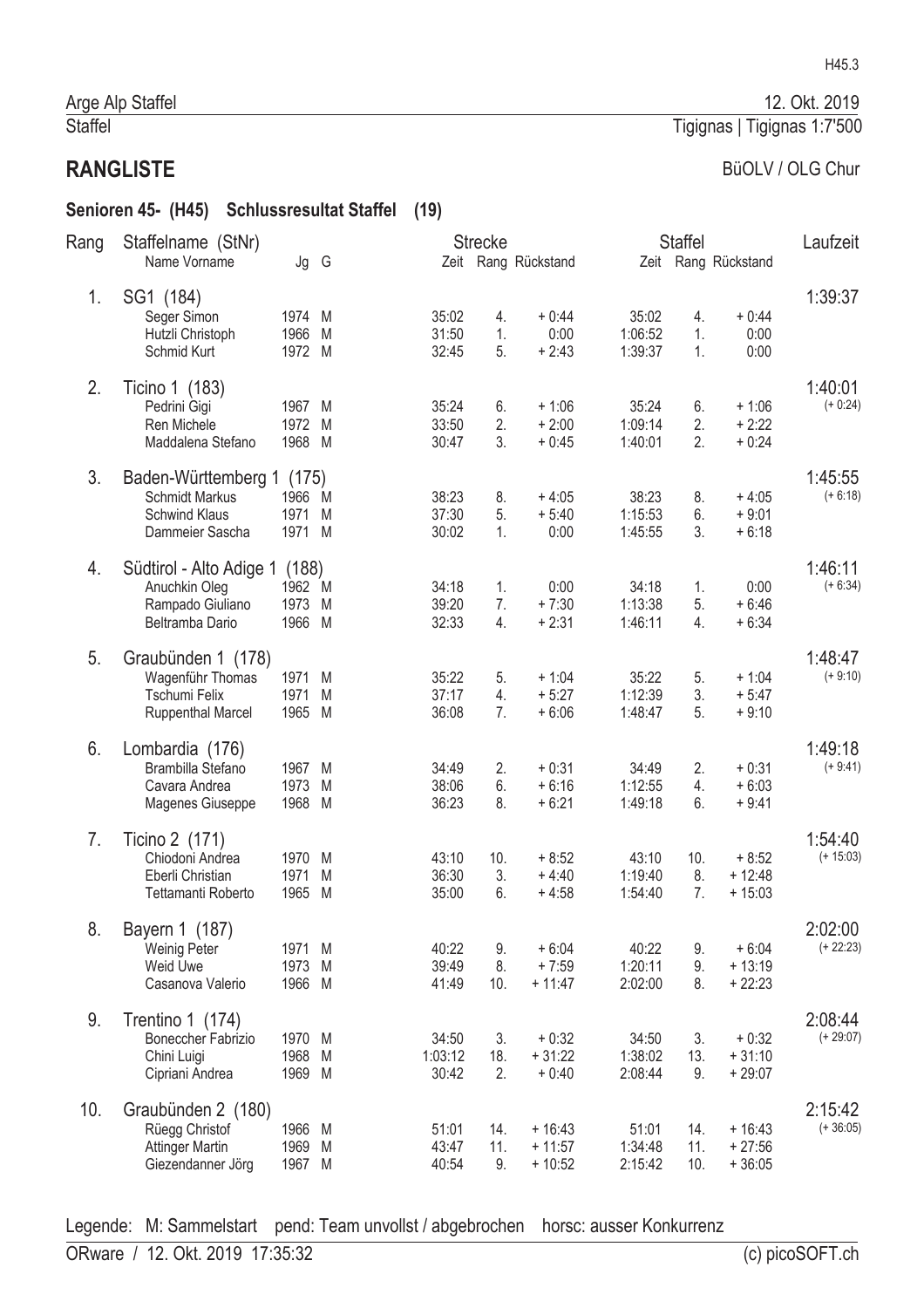Arge Alp Staffel — 12. Okt. 2019

Staffel — Tigignas | Tigignas 1:7'500

## RANGLISTE

BüOLV / OLG Chur

### Senioren 45- (H45) Schlussresultat Staffel (19)

| Rang | Staffelname (StNr) / Name Vorname | Jg | G | Strecke Zeit | Strecke Rang | Strecke Rückstand | Staffel Zeit | Staffel Rang | Staffel Rückstand | Laufzeit |
|---|---|---|---|---|---|---|---|---|---|---|
| 1. | SG1 (184) | | | | | | | | | 1:39:37 |
| | Seger Simon | 1974 | M | 35:02 | 4. | + 0:44 | 35:02 | 4. | + 0:44 | |
| | Hutzli Christoph | 1966 | M | 31:50 | 1. | 0:00 | 1:06:52 | 1. | 0:00 | |
| | Schmid Kurt | 1972 | M | 32:45 | 5. | + 2:43 | 1:39:37 | 1. | 0:00 | |
| 2. | Ticino 1 (183) | | | | | | | | | 1:40:01 (+ 0:24) |
| | Pedrini Gigi | 1967 | M | 35:24 | 6. | + 1:06 | 35:24 | 6. | + 1:06 | |
| | Ren Michele | 1972 | M | 33:50 | 2. | + 2:00 | 1:09:14 | 2. | + 2:22 | |
| | Maddalena Stefano | 1968 | M | 30:47 | 3. | + 0:45 | 1:40:01 | 2. | + 0:24 | |
| 3. | Baden-Württemberg 1 (175) | | | | | | | | | 1:45:55 (+ 6:18) |
| | Schmidt Markus | 1966 | M | 38:23 | 8. | + 4:05 | 38:23 | 8. | + 4:05 | |
| | Schwind Klaus | 1971 | M | 37:30 | 5. | + 5:40 | 1:15:53 | 6. | + 9:01 | |
| | Dammeier Sascha | 1971 | M | 30:02 | 1. | 0:00 | 1:45:55 | 3. | + 6:18 | |
| 4. | Südtirol - Alto Adige 1 (188) | | | | | | | | | 1:46:11 (+ 6:34) |
| | Anuchkin Oleg | 1962 | M | 34:18 | 1. | 0:00 | 34:18 | 1. | 0:00 | |
| | Rampado Giuliano | 1973 | M | 39:20 | 7. | + 7:30 | 1:13:38 | 5. | + 6:46 | |
| | Beltramba Dario | 1966 | M | 32:33 | 4. | + 2:31 | 1:46:11 | 4. | + 6:34 | |
| 5. | Graubünden 1 (178) | | | | | | | | | 1:48:47 (+ 9:10) |
| | Wagenführ Thomas | 1971 | M | 35:22 | 5. | + 1:04 | 35:22 | 5. | + 1:04 | |
| | Tschumi Felix | 1971 | M | 37:17 | 4. | + 5:27 | 1:12:39 | 3. | + 5:47 | |
| | Ruppenthal Marcel | 1965 | M | 36:08 | 7. | + 6:06 | 1:48:47 | 5. | + 9:10 | |
| 6. | Lombardia (176) | | | | | | | | | 1:49:18 (+ 9:41) |
| | Brambilla Stefano | 1967 | M | 34:49 | 2. | + 0:31 | 34:49 | 2. | + 0:31 | |
| | Cavara Andrea | 1973 | M | 38:06 | 6. | + 6:16 | 1:12:55 | 4. | + 6:03 | |
| | Magenes Giuseppe | 1968 | M | 36:23 | 8. | + 6:21 | 1:49:18 | 6. | + 9:41 | |
| 7. | Ticino 2 (171) | | | | | | | | | 1:54:40 (+ 15:03) |
| | Chiodoni Andrea | 1970 | M | 43:10 | 10. | + 8:52 | 43:10 | 10. | + 8:52 | |
| | Eberli Christian | 1971 | M | 36:30 | 3. | + 4:40 | 1:19:40 | 8. | + 12:48 | |
| | Tettamanti Roberto | 1965 | M | 35:00 | 6. | + 4:58 | 1:54:40 | 7. | + 15:03 | |
| 8. | Bayern 1 (187) | | | | | | | | | 2:02:00 (+ 22:23) |
| | Weinig Peter | 1971 | M | 40:22 | 9. | + 6:04 | 40:22 | 9. | + 6:04 | |
| | Weid Uwe | 1973 | M | 39:49 | 8. | + 7:59 | 1:20:11 | 9. | + 13:19 | |
| | Casanova Valerio | 1966 | M | 41:49 | 10. | + 11:47 | 2:02:00 | 8. | + 22:23 | |
| 9. | Trentino 1 (174) | | | | | | | | | 2:08:44 (+ 29:07) |
| | Boneccher Fabrizio | 1970 | M | 34:50 | 3. | + 0:32 | 34:50 | 3. | + 0:32 | |
| | Chini Luigi | 1968 | M | 1:03:12 | 18. | + 31:22 | 1:38:02 | 13. | + 31:10 | |
| | Cipriani Andrea | 1969 | M | 30:42 | 2. | + 0:40 | 2:08:44 | 9. | + 29:07 | |
| 10. | Graubünden 2 (180) | | | | | | | | | 2:15:42 (+ 36:05) |
| | Rüegg Christof | 1966 | M | 51:01 | 14. | + 16:43 | 51:01 | 14. | + 16:43 | |
| | Attinger Martin | 1969 | M | 43:47 | 11. | + 11:57 | 1:34:48 | 11. | + 27:56 | |
| | Giezendanner Jörg | 1967 | M | 40:54 | 9. | + 10:52 | 2:15:42 | 10. | + 36:05 | |

Legende: M: Sammelstart pend: Team unvollst / abgebrochen horsc: ausser Konkurrenz

ORware / 12. Okt. 2019 17:35:32 — (c) picoSOFT.ch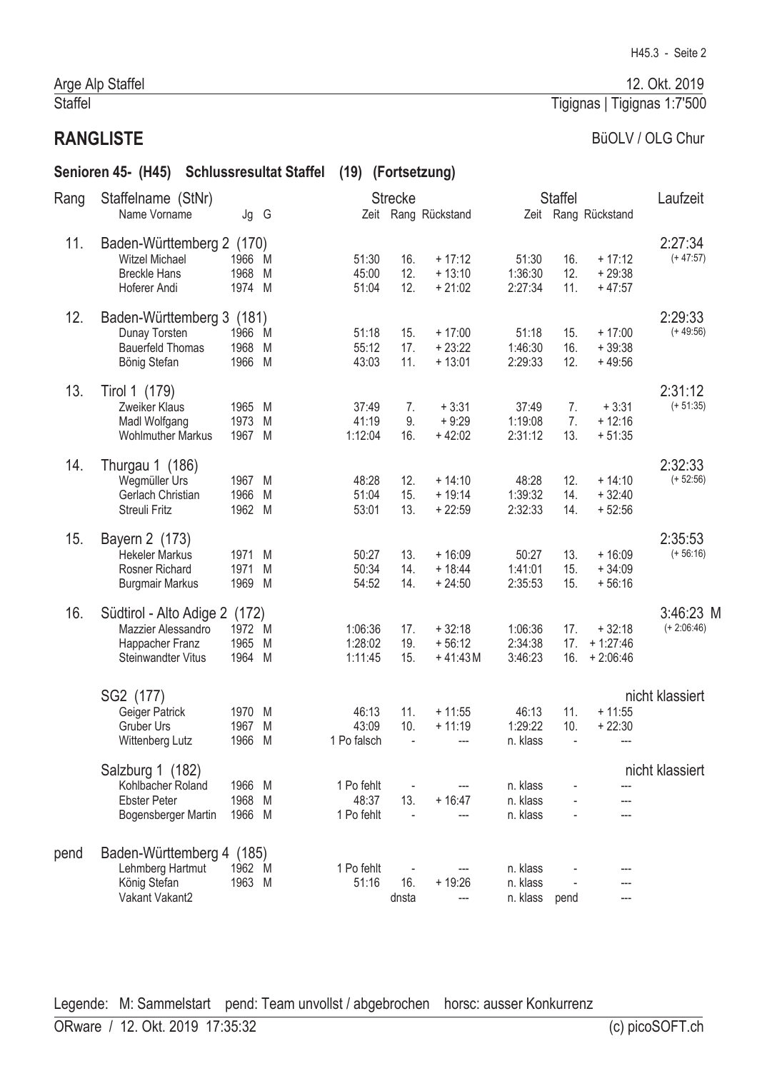Arge Alp Staffel — 12. Okt. 2019

Staffel — Tigignas | Tigignas 1:7'500

## RANGLISTE

BüOLV / OLG Chur

### Senioren 45- (H45) Schlussresultat Staffel (19) (Fortsetzung)

| Rang | Staffelname (StNr) / Name Vorname | Jg | G | Strecke Zeit | Strecke Rang | Strecke Rückstand | Staffel Zeit | Staffel Rang | Staffel Rückstand | Laufzeit |
|---|---|---|---|---|---|---|---|---|---|---|
| 11. | Baden-Württemberg 2 (170) | | | | | | | | | 2:27:34 (+ 47:57) |
| | Witzel Michael | 1966 | M | 51:30 | 16. | + 17:12 | 51:30 | 16. | + 17:12 | |
| | Breckle Hans | 1968 | M | 45:00 | 12. | + 13:10 | 1:36:30 | 12. | + 29:38 | |
| | Hoferer Andi | 1974 | M | 51:04 | 12. | + 21:02 | 2:27:34 | 11. | + 47:57 | |
| 12. | Baden-Württemberg 3 (181) | | | | | | | | | 2:29:33 (+ 49:56) |
| | Dunay Torsten | 1966 | M | 51:18 | 15. | + 17:00 | 51:18 | 15. | + 17:00 | |
| | Bauerfeld Thomas | 1968 | M | 55:12 | 17. | + 23:22 | 1:46:30 | 16. | + 39:38 | |
| | Bönig Stefan | 1966 | M | 43:03 | 11. | + 13:01 | 2:29:33 | 12. | + 49:56 | |
| 13. | Tirol 1 (179) | | | | | | | | | 2:31:12 (+ 51:35) |
| | Zweiker Klaus | 1965 | M | 37:49 | 7. | + 3:31 | 37:49 | 7. | + 3:31 | |
| | Madl Wolfgang | 1973 | M | 41:19 | 9. | + 9:29 | 1:19:08 | 7. | + 12:16 | |
| | Wohlmuther Markus | 1967 | M | 1:12:04 | 16. | + 42:02 | 2:31:12 | 13. | + 51:35 | |
| 14. | Thurgau 1 (186) | | | | | | | | | 2:32:33 (+ 52:56) |
| | Wegmüller Urs | 1967 | M | 48:28 | 12. | + 14:10 | 48:28 | 12. | + 14:10 | |
| | Gerlach Christian | 1966 | M | 51:04 | 15. | + 19:14 | 1:39:32 | 14. | + 32:40 | |
| | Streuli Fritz | 1962 | M | 53:01 | 13. | + 22:59 | 2:32:33 | 14. | + 52:56 | |
| 15. | Bayern 2 (173) | | | | | | | | | 2:35:53 (+ 56:16) |
| | Hekeler Markus | 1971 | M | 50:27 | 13. | + 16:09 | 50:27 | 13. | + 16:09 | |
| | Rosner Richard | 1971 | M | 50:34 | 14. | + 18:44 | 1:41:01 | 15. | + 34:09 | |
| | Burgmair Markus | 1969 | M | 54:52 | 14. | + 24:50 | 2:35:53 | 15. | + 56:16 | |
| 16. | Südtirol - Alto Adige 2 (172) | | | | | | | | | 3:46:23 M (+ 2:06:46) |
| | Mazzier Alessandro | 1972 | M | 1:06:36 | 17. | + 32:18 | 1:06:36 | 17. | + 32:18 | |
| | Happacher Franz | 1965 | M | 1:28:02 | 19. | + 56:12 | 2:34:38 | 17. | + 1:27:46 | |
| | Steinwandter Vitus | 1964 | M | 1:11:45 | 15. | + 41:43 M | 3:46:23 | 16. | + 2:06:46 | |
| | SG2 (177) | | | | | | | | | nicht klassiert |
| | Geiger Patrick | 1970 | M | 46:13 | 11. | + 11:55 | 46:13 | 11. | + 11:55 | |
| | Gruber Urs | 1967 | M | 43:09 | 10. | + 11:19 | 1:29:22 | 10. | + 22:30 | |
| | Wittenberg Lutz | 1966 | M | 1 Po falsch | - | --- | n. klass | - | --- | |
| | Salzburg 1 (182) | | | | | | | | | nicht klassiert |
| | Kohlbacher Roland | 1966 | M | 1 Po fehlt | - | --- | n. klass | - | --- | |
| | Ebster Peter | 1968 | M | 48:37 | 13. | + 16:47 | n. klass | - | --- | |
| | Bogensberger Martin | 1966 | M | 1 Po fehlt | - | --- | n. klass | - | --- | |
| pend | Baden-Württemberg 4 (185) | | | | | | | | | |
| | Lehmberg Hartmut | 1962 | M | 1 Po fehlt | - | --- | n. klass | - | --- | |
| | König Stefan | 1963 | M | 51:16 | 16. | + 19:26 | n. klass | - | --- | |
| | Vakant Vakant2 | | | | dnsta | --- | n. klass | pend | --- | |

Legende: M: Sammelstart pend: Team unvollst / abgebrochen horsc: ausser Konkurrenz

ORware / 12. Okt. 2019 17:35:32 (c) picoSOFT.ch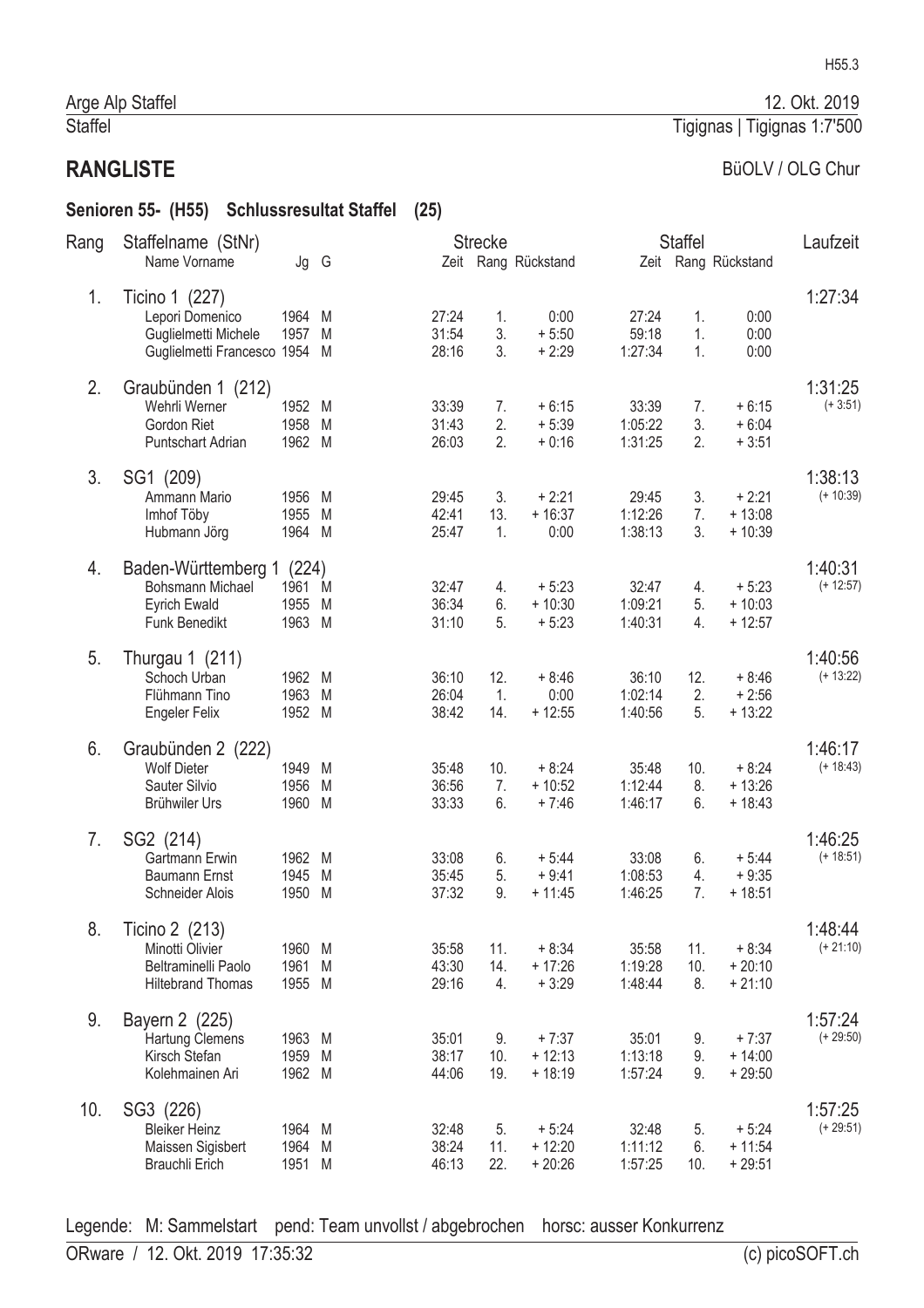Arge Alp Staffel — 12. Okt. 2019

Staffel — Tigignas | Tigignas 1:7'500

# RANGLISTE

BüOLV / OLG Chur

## Senioren 55- (H55) Schlussresultat Staffel (25)

| Rang | Staffelname (StNr) / Name Vorname | Jg | G | Strecke Zeit | Strecke Rang | Strecke Rückstand | Staffel Zeit | Staffel Rang | Staffel Rückstand | Laufzeit |
|---|---|---|---|---|---|---|---|---|---|---|
| 1. | Ticino 1 (227) | | | | | | | | | 1:27:34 |
| | Lepori Domenico | 1964 | M | 27:24 | 1. | 0:00 | 27:24 | 1. | 0:00 | |
| | Guglielmetti Michele | 1957 | M | 31:54 | 3. | + 5:50 | 59:18 | 1. | 0:00 | |
| | Guglielmetti Francesco | 1954 | M | 28:16 | 3. | + 2:29 | 1:27:34 | 1. | 0:00 | |
| 2. | Graubünden 1 (212) | | | | | | | | | 1:31:25 (+ 3:51) |
| | Wehrli Werner | 1952 | M | 33:39 | 7. | + 6:15 | 33:39 | 7. | + 6:15 | |
| | Gordon Riet | 1958 | M | 31:43 | 2. | + 5:39 | 1:05:22 | 3. | + 6:04 | |
| | Puntschart Adrian | 1962 | M | 26:03 | 2. | + 0:16 | 1:31:25 | 2. | + 3:51 | |
| 3. | SG1 (209) | | | | | | | | | 1:38:13 (+ 10:39) |
| | Ammann Mario | 1956 | M | 29:45 | 3. | + 2:21 | 29:45 | 3. | + 2:21 | |
| | Imhof Töby | 1955 | M | 42:41 | 13. | + 16:37 | 1:12:26 | 7. | + 13:08 | |
| | Hubmann Jörg | 1964 | M | 25:47 | 1. | 0:00 | 1:38:13 | 3. | + 10:39 | |
| 4. | Baden-Württemberg 1 (224) | | | | | | | | | 1:40:31 (+ 12:57) |
| | Bohsmann Michael | 1961 | M | 32:47 | 4. | + 5:23 | 32:47 | 4. | + 5:23 | |
| | Eyrich Ewald | 1955 | M | 36:34 | 6. | + 10:30 | 1:09:21 | 5. | + 10:03 | |
| | Funk Benedikt | 1963 | M | 31:10 | 5. | + 5:23 | 1:40:31 | 4. | + 12:57 | |
| 5. | Thurgau 1 (211) | | | | | | | | | 1:40:56 (+ 13:22) |
| | Schoch Urban | 1962 | M | 36:10 | 12. | + 8:46 | 36:10 | 12. | + 8:46 | |
| | Flühmann Tino | 1963 | M | 26:04 | 1. | 0:00 | 1:02:14 | 2. | + 2:56 | |
| | Engeler Felix | 1952 | M | 38:42 | 14. | + 12:55 | 1:40:56 | 5. | + 13:22 | |
| 6. | Graubünden 2 (222) | | | | | | | | | 1:46:17 (+ 18:43) |
| | Wolf Dieter | 1949 | M | 35:48 | 10. | + 8:24 | 35:48 | 10. | + 8:24 | |
| | Sauter Silvio | 1956 | M | 36:56 | 7. | + 10:52 | 1:12:44 | 8. | + 13:26 | |
| | Brühwiler Urs | 1960 | M | 33:33 | 6. | + 7:46 | 1:46:17 | 6. | + 18:43 | |
| 7. | SG2 (214) | | | | | | | | | 1:46:25 (+ 18:51) |
| | Gartmann Erwin | 1962 | M | 33:08 | 6. | + 5:44 | 33:08 | 6. | + 5:44 | |
| | Baumann Ernst | 1945 | M | 35:45 | 5. | + 9:41 | 1:08:53 | 4. | + 9:35 | |
| | Schneider Alois | 1950 | M | 37:32 | 9. | + 11:45 | 1:46:25 | 7. | + 18:51 | |
| 8. | Ticino 2 (213) | | | | | | | | | 1:48:44 (+ 21:10) |
| | Minotti Olivier | 1960 | M | 35:58 | 11. | + 8:34 | 35:58 | 11. | + 8:34 | |
| | Beltraminelli Paolo | 1961 | M | 43:30 | 14. | + 17:26 | 1:19:28 | 10. | + 20:10 | |
| | Hiltebrand Thomas | 1955 | M | 29:16 | 4. | + 3:29 | 1:48:44 | 8. | + 21:10 | |
| 9. | Bayern 2 (225) | | | | | | | | | 1:57:24 (+ 29:50) |
| | Hartung Clemens | 1963 | M | 35:01 | 9. | + 7:37 | 35:01 | 9. | + 7:37 | |
| | Kirsch Stefan | 1959 | M | 38:17 | 10. | + 12:13 | 1:13:18 | 9. | + 14:00 | |
| | Kolehmainen Ari | 1962 | M | 44:06 | 19. | + 18:19 | 1:57:24 | 9. | + 29:50 | |
| 10. | SG3 (226) | | | | | | | | | 1:57:25 (+ 29:51) |
| | Bleiker Heinz | 1964 | M | 32:48 | 5. | + 5:24 | 32:48 | 5. | + 5:24 | |
| | Maissen Sigisbert | 1964 | M | 38:24 | 11. | + 12:20 | 1:11:12 | 6. | + 11:54 | |
| | Brauchli Erich | 1951 | M | 46:13 | 22. | + 20:26 | 1:57:25 | 10. | + 29:51 | |

Legende: M: Sammelstart pend: Team unvollst / abgebrochen horsc: ausser Konkurrenz

ORware / 12. Okt. 2019 17:35:32 — (c) picoSOFT.ch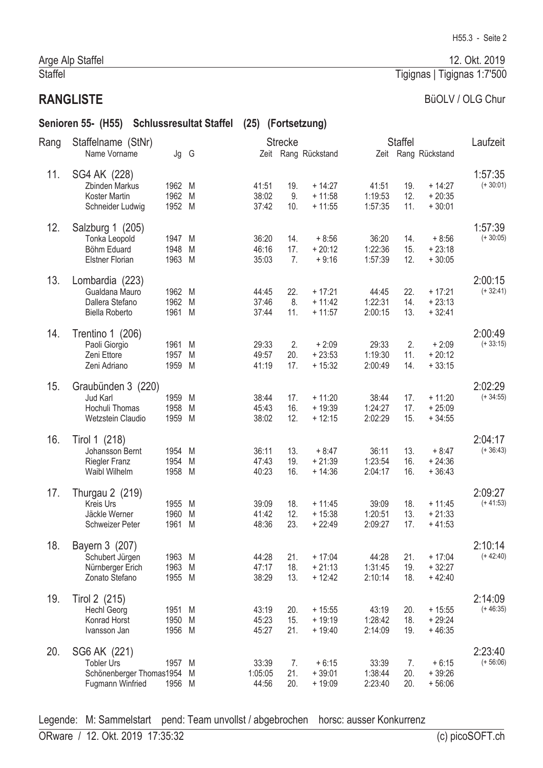Arge Alp Staffel — 12. Okt. 2019

Staffel — Tigignas | Tigignas 1:7'500

## RANGLISTE

BüOLV / OLG Chur

### Senioren 55- (H55) Schlussresultat Staffel (25) (Fortsetzung)

| Rang | Staffelname (StNr) / Name Vorname | Jg | G | Strecke Zeit | Strecke Rang | Strecke Rückstand | Staffel Zeit | Staffel Rang | Staffel Rückstand | Laufzeit |
|---|---|---|---|---|---|---|---|---|---|---|
| 11. | SG4 AK (228) | | | | | | | | | 1:57:35 (+ 30:01) |
| | Zbinden Markus | 1962 | M | 41:51 | 19. | + 14:27 | 41:51 | 19. | + 14:27 | |
| | Koster Martin | 1962 | M | 38:02 | 9. | + 11:58 | 1:19:53 | 12. | + 20:35 | |
| | Schneider Ludwig | 1952 | M | 37:42 | 10. | + 11:55 | 1:57:35 | 11. | + 30:01 | |
| 12. | Salzburg 1 (205) | | | | | | | | | 1:57:39 (+ 30:05) |
| | Tonka Leopold | 1947 | M | 36:20 | 14. | + 8:56 | 36:20 | 14. | + 8:56 | |
| | Böhm Eduard | 1948 | M | 46:16 | 17. | + 20:12 | 1:22:36 | 15. | + 23:18 | |
| | Elstner Florian | 1963 | M | 35:03 | 7. | + 9:16 | 1:57:39 | 12. | + 30:05 | |
| 13. | Lombardia (223) | | | | | | | | | 2:00:15 (+ 32:41) |
| | Gualdana Mauro | 1962 | M | 44:45 | 22. | + 17:21 | 44:45 | 22. | + 17:21 | |
| | Dallera Stefano | 1962 | M | 37:46 | 8. | + 11:42 | 1:22:31 | 14. | + 23:13 | |
| | Biella Roberto | 1961 | M | 37:44 | 11. | + 11:57 | 2:00:15 | 13. | + 32:41 | |
| 14. | Trentino 1 (206) | | | | | | | | | 2:00:49 (+ 33:15) |
| | Paoli Giorgio | 1961 | M | 29:33 | 2. | + 2:09 | 29:33 | 2. | + 2:09 | |
| | Zeni Ettore | 1957 | M | 49:57 | 20. | + 23:53 | 1:19:30 | 11. | + 20:12 | |
| | Zeni Adriano | 1959 | M | 41:19 | 17. | + 15:32 | 2:00:49 | 14. | + 33:15 | |
| 15. | Graubünden 3 (220) | | | | | | | | | 2:02:29 (+ 34:55) |
| | Jud Karl | 1959 | M | 38:44 | 17. | + 11:20 | 38:44 | 17. | + 11:20 | |
| | Hochuli Thomas | 1958 | M | 45:43 | 16. | + 19:39 | 1:24:27 | 17. | + 25:09 | |
| | Wetzstein Claudio | 1959 | M | 38:02 | 12. | + 12:15 | 2:02:29 | 15. | + 34:55 | |
| 16. | Tirol 1 (218) | | | | | | | | | 2:04:17 (+ 36:43) |
| | Johansson Bernt | 1954 | M | 36:11 | 13. | + 8:47 | 36:11 | 13. | + 8:47 | |
| | Riegler Franz | 1954 | M | 47:43 | 19. | + 21:39 | 1:23:54 | 16. | + 24:36 | |
| | Waibl Wilhelm | 1958 | M | 40:23 | 16. | + 14:36 | 2:04:17 | 16. | + 36:43 | |
| 17. | Thurgau 2 (219) | | | | | | | | | 2:09:27 (+ 41:53) |
| | Kreis Urs | 1955 | M | 39:09 | 18. | + 11:45 | 39:09 | 18. | + 11:45 | |
| | Jäckle Werner | 1960 | M | 41:42 | 12. | + 15:38 | 1:20:51 | 13. | + 21:33 | |
| | Schweizer Peter | 1961 | M | 48:36 | 23. | + 22:49 | 2:09:27 | 17. | + 41:53 | |
| 18. | Bayern 3 (207) | | | | | | | | | 2:10:14 (+ 42:40) |
| | Schubert Jürgen | 1963 | M | 44:28 | 21. | + 17:04 | 44:28 | 21. | + 17:04 | |
| | Nürnberger Erich | 1963 | M | 47:17 | 18. | + 21:13 | 1:31:45 | 19. | + 32:27 | |
| | Zonato Stefano | 1955 | M | 38:29 | 13. | + 12:42 | 2:10:14 | 18. | + 42:40 | |
| 19. | Tirol 2 (215) | | | | | | | | | 2:14:09 (+ 46:35) |
| | Hechl Georg | 1951 | M | 43:19 | 20. | + 15:55 | 43:19 | 20. | + 15:55 | |
| | Konrad Horst | 1950 | M | 45:23 | 15. | + 19:19 | 1:28:42 | 18. | + 29:24 | |
| | Ivansson Jan | 1956 | M | 45:27 | 21. | + 19:40 | 2:14:09 | 19. | + 46:35 | |
| 20. | SG6 AK (221) | | | | | | | | | 2:23:40 (+ 56:06) |
| | Tobler Urs | 1957 | M | 33:39 | 7. | + 6:15 | 33:39 | 7. | + 6:15 | |
| | Schönenberger Thomas | 1954 | M | 1:05:05 | 21. | + 39:01 | 1:38:44 | 20. | + 39:26 | |
| | Fugmann Winfried | 1956 | M | 44:56 | 20. | + 19:09 | 2:23:40 | 20. | + 56:06 | |

Legende: M: Sammelstart pend: Team unvollst / abgebrochen horsc: ausser Konkurrenz

ORware / 12. Okt. 2019 17:35:32 — (c) picoSOFT.ch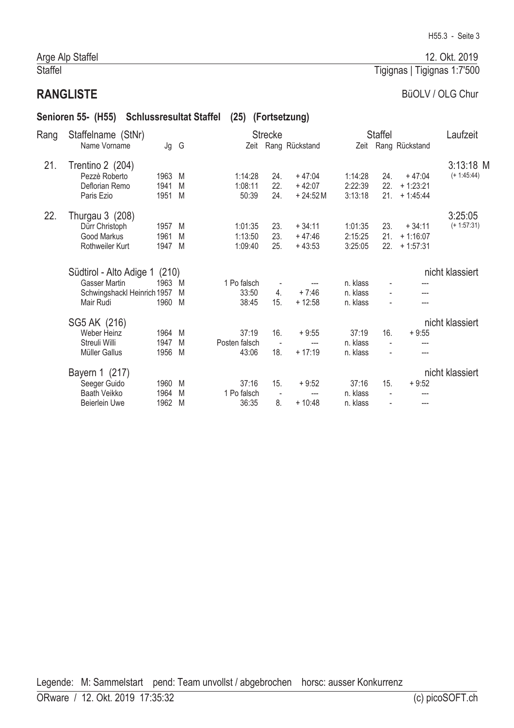Arge Alp Staffel — 12. Okt. 2019

Staffel — Tigignas | Tigignas 1:7'500

## RANGLISTE

BüOLV / OLG Chur

### Senioren 55- (H55) Schlussresultat Staffel (25) (Fortsetzung)

| Rang | Staffelname (StNr) / Name Vorname | Jg | G | Strecke Zeit | Strecke Rang | Strecke Rückstand | Staffel Zeit | Staffel Rang | Staffel Rückstand | Laufzeit |
|---|---|---|---|---|---|---|---|---|---|---|
| 21. | Trentino 2 (204) | | | | | | | | | 3:13:18 M (+ 1:45:44) |
| | Pezzè Roberto | 1963 | M | 1:14:28 | 24. | + 47:04 | 1:14:28 | 24. | + 47:04 | |
| | Deflorian Remo | 1941 | M | 1:08:11 | 22. | + 42:07 | 2:22:39 | 22. | + 1:23:21 | |
| | Paris Ezio | 1951 | M | 50:39 | 24. | + 24:52 M | 3:13:18 | 21. | + 1:45:44 | |
| 22. | Thurgau 3 (208) | | | | | | | | | 3:25:05 (+ 1:57:31) |
| | Dürr Christoph | 1957 | M | 1:01:35 | 23. | + 34:11 | 1:01:35 | 23. | + 34:11 | |
| | Good Markus | 1961 | M | 1:13:50 | 23. | + 47:46 | 2:15:25 | 21. | + 1:16:07 | |
| | Rothweiler Kurt | 1947 | M | 1:09:40 | 25. | + 43:53 | 3:25:05 | 22. | + 1:57:31 | |
| | Südtirol - Alto Adige 1 (210) | | | | | | | | | nicht klassiert |
| | Gasser Martin | 1963 | M | 1 Po falsch | - | --- | n. klass | - | --- | |
| | Schwingshackl Heinrich | 1957 | M | 33:50 | 4. | + 7:46 | n. klass | - | --- | |
| | Mair Rudi | 1960 | M | 38:45 | 15. | + 12:58 | n. klass | - | --- | |
| | SG5 AK (216) | | | | | | | | | nicht klassiert |
| | Weber Heinz | 1964 | M | 37:19 | 16. | + 9:55 | 37:19 | 16. | + 9:55 | |
| | Streuli Willi | 1947 | M | Posten falsch | - | --- | n. klass | - | --- | |
| | Müller Gallus | 1956 | M | 43:06 | 18. | + 17:19 | n. klass | - | --- | |
| | Bayern 1 (217) | | | | | | | | | nicht klassiert |
| | Seeger Guido | 1960 | M | 37:16 | 15. | + 9:52 | 37:16 | 15. | + 9:52 | |
| | Baath Veikko | 1964 | M | 1 Po falsch | - | --- | n. klass | - | --- | |
| | Beierlein Uwe | 1962 | M | 36:35 | 8. | + 10:48 | n. klass | - | --- | |

Legende: M: Sammelstart pend: Team unvollst / abgebrochen horsc: ausser Konkurrenz

ORware / 12. Okt. 2019 17:35:32 (c) picoSOFT.ch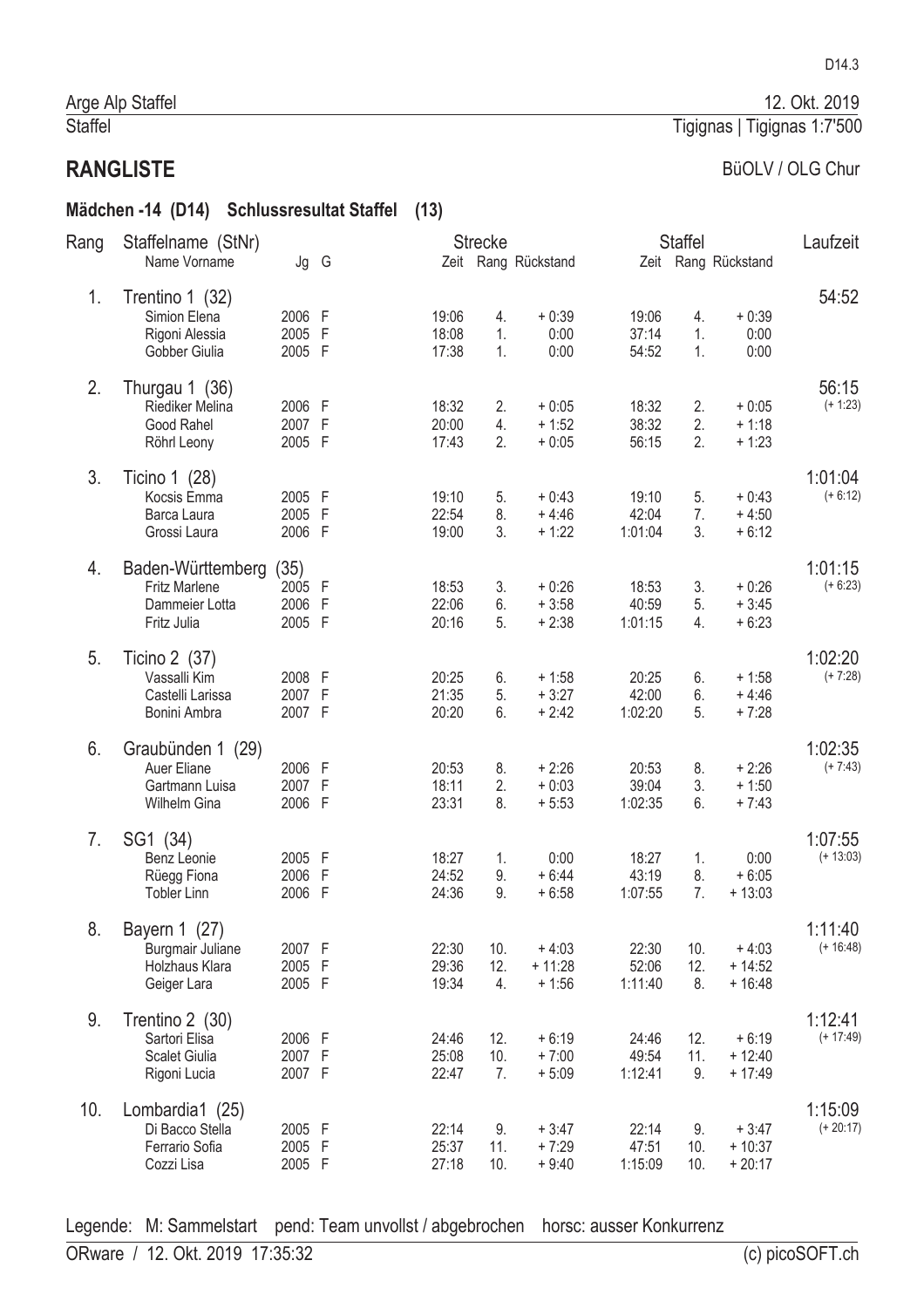Arge Alp Staffel — 12. Okt. 2019

Staffel — Tigignas | Tigignas 1:7'500

## RANGLISTE

BüOLV / OLG Chur

### Mädchen -14 (D14) Schlussresultat Staffel (13)

| Rang | Staffelname (StNr) / Name Vorname | Jg | G | Strecke Zeit | Strecke Rang | Strecke Rückstand | Staffel Zeit | Staffel Rang | Staffel Rückstand | Laufzeit |
|---|---|---|---|---|---|---|---|---|---|---|
| 1. | Trentino 1 (32) | | | | | | | | | 54:52 |
| | Simion Elena | 2006 | F | 19:06 | 4. | + 0:39 | 19:06 | 4. | + 0:39 | |
| | Rigoni Alessia | 2005 | F | 18:08 | 1. | 0:00 | 37:14 | 1. | 0:00 | |
| | Gobber Giulia | 2005 | F | 17:38 | 1. | 0:00 | 54:52 | 1. | 0:00 | |
| 2. | Thurgau 1 (36) | | | | | | | | | 56:15 (+ 1:23) |
| | Riediker Melina | 2006 | F | 18:32 | 2. | + 0:05 | 18:32 | 2. | + 0:05 | |
| | Good Rahel | 2007 | F | 20:00 | 4. | + 1:52 | 38:32 | 2. | + 1:18 | |
| | Röhrl Leony | 2005 | F | 17:43 | 2. | + 0:05 | 56:15 | 2. | + 1:23 | |
| 3. | Ticino 1 (28) | | | | | | | | | 1:01:04 (+ 6:12) |
| | Kocsis Emma | 2005 | F | 19:10 | 5. | + 0:43 | 19:10 | 5. | + 0:43 | |
| | Barca Laura | 2005 | F | 22:54 | 8. | + 4:46 | 42:04 | 7. | + 4:50 | |
| | Grossi Laura | 2006 | F | 19:00 | 3. | + 1:22 | 1:01:04 | 3. | + 6:12 | |
| 4. | Baden-Württemberg (35) | | | | | | | | | 1:01:15 (+ 6:23) |
| | Fritz Marlene | 2005 | F | 18:53 | 3. | + 0:26 | 18:53 | 3. | + 0:26 | |
| | Dammeier Lotta | 2006 | F | 22:06 | 6. | + 3:58 | 40:59 | 5. | + 3:45 | |
| | Fritz Julia | 2005 | F | 20:16 | 5. | + 2:38 | 1:01:15 | 4. | + 6:23 | |
| 5. | Ticino 2 (37) | | | | | | | | | 1:02:20 (+ 7:28) |
| | Vassalli Kim | 2008 | F | 20:25 | 6. | + 1:58 | 20:25 | 6. | + 1:58 | |
| | Castelli Larissa | 2007 | F | 21:35 | 5. | + 3:27 | 42:00 | 6. | + 4:46 | |
| | Bonini Ambra | 2007 | F | 20:20 | 6. | + 2:42 | 1:02:20 | 5. | + 7:28 | |
| 6. | Graubünden 1 (29) | | | | | | | | | 1:02:35 (+ 7:43) |
| | Auer Eliane | 2006 | F | 20:53 | 8. | + 2:26 | 20:53 | 8. | + 2:26 | |
| | Gartmann Luisa | 2007 | F | 18:11 | 2. | + 0:03 | 39:04 | 3. | + 1:50 | |
| | Wilhelm Gina | 2006 | F | 23:31 | 8. | + 5:53 | 1:02:35 | 6. | + 7:43 | |
| 7. | SG1 (34) | | | | | | | | | 1:07:55 (+ 13:03) |
| | Benz Leonie | 2005 | F | 18:27 | 1. | 0:00 | 18:27 | 1. | 0:00 | |
| | Rüegg Fiona | 2006 | F | 24:52 | 9. | + 6:44 | 43:19 | 8. | + 6:05 | |
| | Tobler Linn | 2006 | F | 24:36 | 9. | + 6:58 | 1:07:55 | 7. | + 13:03 | |
| 8. | Bayern 1 (27) | | | | | | | | | 1:11:40 (+ 16:48) |
| | Burgmair Juliane | 2007 | F | 22:30 | 10. | + 4:03 | 22:30 | 10. | + 4:03 | |
| | Holzhaus Klara | 2005 | F | 29:36 | 12. | + 11:28 | 52:06 | 12. | + 14:52 | |
| | Geiger Lara | 2005 | F | 19:34 | 4. | + 1:56 | 1:11:40 | 8. | + 16:48 | |
| 9. | Trentino 2 (30) | | | | | | | | | 1:12:41 (+ 17:49) |
| | Sartori Elisa | 2006 | F | 24:46 | 12. | + 6:19 | 24:46 | 12. | + 6:19 | |
| | Scalet Giulia | 2007 | F | 25:08 | 10. | + 7:00 | 49:54 | 11. | + 12:40 | |
| | Rigoni Lucia | 2007 | F | 22:47 | 7. | + 5:09 | 1:12:41 | 9. | + 17:49 | |
| 10. | Lombardia1 (25) | | | | | | | | | 1:15:09 (+ 20:17) |
| | Di Bacco Stella | 2005 | F | 22:14 | 9. | + 3:47 | 22:14 | 9. | + 3:47 | |
| | Ferrario Sofia | 2005 | F | 25:37 | 11. | + 7:29 | 47:51 | 10. | + 10:37 | |
| | Cozzi Lisa | 2005 | F | 27:18 | 10. | + 9:40 | 1:15:09 | 10. | + 20:17 | |

Legende: M: Sammelstart pend: Team unvollst / abgebrochen horsc: ausser Konkurrenz

ORware / 12. Okt. 2019 17:35:32 — (c) picoSOFT.ch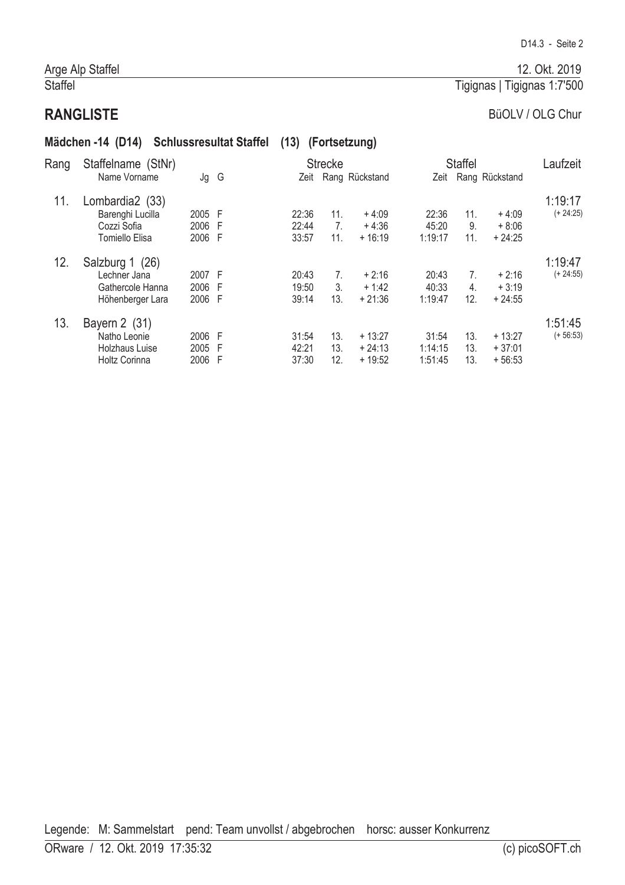Arge Alp Staffel — 12. Okt. 2019

Staffel — Tigignas | Tigignas 1:7'500

## RANGLISTE

BüOLV / OLG Chur

### Mädchen -14 (D14) Schlussresultat Staffel (13) (Fortsetzung)

| Rang | Staffelname (StNr) / Name Vorname | Jg | G | Strecke Zeit | Strecke Rang | Strecke Rückstand | Staffel Zeit | Staffel Rang | Staffel Rückstand | Laufzeit |
|---|---|---|---|---|---|---|---|---|---|---|
| 11. | Lombardia2 (33) | | | | | | | | | 1:19:17 (+ 24:25) |
| | Barenghi Lucilla | 2005 | F | 22:36 | 11. | + 4:09 | 22:36 | 11. | + 4:09 | |
| | Cozzi Sofia | 2006 | F | 22:44 | 7. | + 4:36 | 45:20 | 9. | + 8:06 | |
| | Tomiello Elisa | 2006 | F | 33:57 | 11. | + 16:19 | 1:19:17 | 11. | + 24:25 | |
| 12. | Salzburg 1 (26) | | | | | | | | | 1:19:47 (+ 24:55) |
| | Lechner Jana | 2007 | F | 20:43 | 7. | + 2:16 | 20:43 | 7. | + 2:16 | |
| | Gathercole Hanna | 2006 | F | 19:50 | 3. | + 1:42 | 40:33 | 4. | + 3:19 | |
| | Höhenberger Lara | 2006 | F | 39:14 | 13. | + 21:36 | 1:19:47 | 12. | + 24:55 | |
| 13. | Bayern 2 (31) | | | | | | | | | 1:51:45 (+ 56:53) |
| | Natho Leonie | 2006 | F | 31:54 | 13. | + 13:27 | 31:54 | 13. | + 13:27 | |
| | Holzhaus Luise | 2005 | F | 42:21 | 13. | + 24:13 | 1:14:15 | 13. | + 37:01 | |
| | Holtz Corinna | 2006 | F | 37:30 | 12. | + 19:52 | 1:51:45 | 13. | + 56:53 | |

Legende: M: Sammelstart pend: Team unvollst / abgebrochen horsc: ausser Konkurrenz

ORware / 12. Okt. 2019 17:35:32 (c) picoSOFT.ch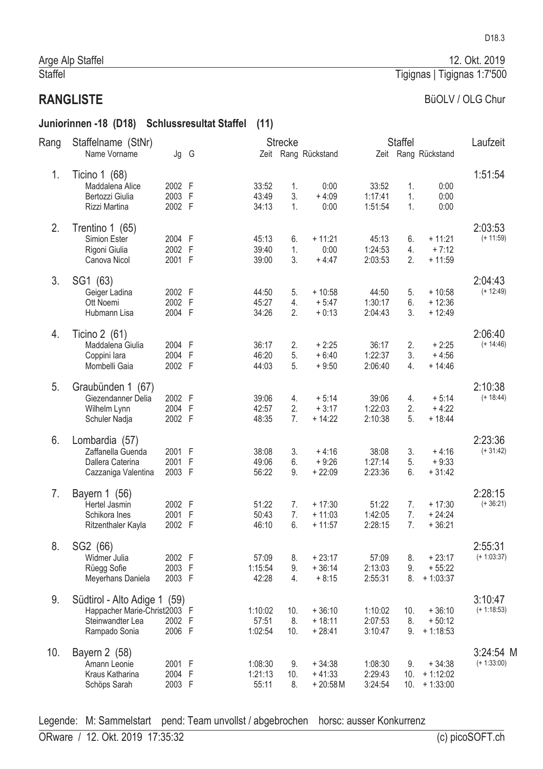Arge Alp Staffel — 12. Okt. 2019

Staffel — Tigignas | Tigignas 1:7'500

# RANGLISTE

BüOLV / OLG Chur

## Juniorinnen -18 (D18) Schlussresultat Staffel (11)

| Rang | Staffelname (StNr) / Name Vorname | Jg | G | Strecke Zeit | Strecke Rang | Strecke Rückstand | Staffel Zeit | Staffel Rang | Staffel Rückstand | Laufzeit |
|---|---|---|---|---|---|---|---|---|---|---|
| 1. | Ticino 1 (68) | | | | | | | | | 1:51:54 |
| | Maddalena Alice | 2002 | F | 33:52 | 1. | 0:00 | 33:52 | 1. | 0:00 | |
| | Bertozzi Giulia | 2003 | F | 43:49 | 3. | + 4:09 | 1:17:41 | 1. | 0:00 | |
| | Rizzi Martina | 2002 | F | 34:13 | 1. | 0:00 | 1:51:54 | 1. | 0:00 | |
| 2. | Trentino 1 (65) | | | | | | | | | 2:03:53 (+ 11:59) |
| | Simion Ester | 2004 | F | 45:13 | 6. | + 11:21 | 45:13 | 6. | + 11:21 | |
| | Rigoni Giulia | 2002 | F | 39:40 | 1. | 0:00 | 1:24:53 | 4. | + 7:12 | |
| | Canova Nicol | 2001 | F | 39:00 | 3. | + 4:47 | 2:03:53 | 2. | + 11:59 | |
| 3. | SG1 (63) | | | | | | | | | 2:04:43 (+ 12:49) |
| | Geiger Ladina | 2002 | F | 44:50 | 5. | + 10:58 | 44:50 | 5. | + 10:58 | |
| | Ott Noemi | 2002 | F | 45:27 | 4. | + 5:47 | 1:30:17 | 6. | + 12:36 | |
| | Hubmann Lisa | 2004 | F | 34:26 | 2. | + 0:13 | 2:04:43 | 3. | + 12:49 | |
| 4. | Ticino 2 (61) | | | | | | | | | 2:06:40 (+ 14:46) |
| | Maddalena Giulia | 2004 | F | 36:17 | 2. | + 2:25 | 36:17 | 2. | + 2:25 | |
| | Coppini Iara | 2004 | F | 46:20 | 5. | + 6:40 | 1:22:37 | 3. | + 4:56 | |
| | Mombelli Gaia | 2002 | F | 44:03 | 5. | + 9:50 | 2:06:40 | 4. | + 14:46 | |
| 5. | Graubünden 1 (67) | | | | | | | | | 2:10:38 (+ 18:44) |
| | Giezendanner Delia | 2002 | F | 39:06 | 4. | + 5:14 | 39:06 | 4. | + 5:14 | |
| | Wilhelm Lynn | 2004 | F | 42:57 | 2. | + 3:17 | 1:22:03 | 2. | + 4:22 | |
| | Schuler Nadja | 2002 | F | 48:35 | 7. | + 14:22 | 2:10:38 | 5. | + 18:44 | |
| 6. | Lombardia (57) | | | | | | | | | 2:23:36 (+ 31:42) |
| | Zaffanella Guenda | 2001 | F | 38:08 | 3. | + 4:16 | 38:08 | 3. | + 4:16 | |
| | Dallera Caterina | 2001 | F | 49:06 | 6. | + 9:26 | 1:27:14 | 5. | + 9:33 | |
| | Cazzaniga Valentina | 2003 | F | 56:22 | 9. | + 22:09 | 2:23:36 | 6. | + 31:42 | |
| 7. | Bayern 1 (56) | | | | | | | | | 2:28:15 (+ 36:21) |
| | Hertel Jasmin | 2002 | F | 51:22 | 7. | + 17:30 | 51:22 | 7. | + 17:30 | |
| | Schikora Ines | 2001 | F | 50:43 | 7. | + 11:03 | 1:42:05 | 7. | + 24:24 | |
| | Ritzenthaler Kayla | 2002 | F | 46:10 | 6. | + 11:57 | 2:28:15 | 7. | + 36:21 | |
| 8. | SG2 (66) | | | | | | | | | 2:55:31 (+ 1:03:37) |
| | Widmer Julia | 2002 | F | 57:09 | 8. | + 23:17 | 57:09 | 8. | + 23:17 | |
| | Rüegg Sofie | 2003 | F | 1:15:54 | 9. | + 36:14 | 2:13:03 | 9. | + 55:22 | |
| | Meyerhans Daniela | 2003 | F | 42:28 | 4. | + 8:15 | 2:55:31 | 8. | + 1:03:37 | |
| 9. | Südtirol - Alto Adige 1 (59) | | | | | | | | | 3:10:47 (+ 1:18:53) |
| | Happacher Marie-Christ | 2003 | F | 1:10:02 | 10. | + 36:10 | 1:10:02 | 10. | + 36:10 | |
| | Steinwandter Lea | 2002 | F | 57:51 | 8. | + 18:11 | 2:07:53 | 8. | + 50:12 | |
| | Rampado Sonia | 2006 | F | 1:02:54 | 10. | + 28:41 | 3:10:47 | 9. | + 1:18:53 | |
| 10. | Bayern 2 (58) | | | | | | | | | 3:24:54 M (+ 1:33:00) |
| | Amann Leonie | 2001 | F | 1:08:30 | 9. | + 34:38 | 1:08:30 | 9. | + 34:38 | |
| | Kraus Katharina | 2004 | F | 1:21:13 | 10. | + 41:33 | 2:29:43 | 10. | + 1:12:02 | |
| | Schöps Sarah | 2003 | F | 55:11 | 8. | + 20:58 M | 3:24:54 | 10. | + 1:33:00 | |

Legende: M: Sammelstart pend: Team unvollst / abgebrochen horsc: ausser Konkurrenz

ORware / 12. Okt. 2019 17:35:32 — (c) picoSOFT.ch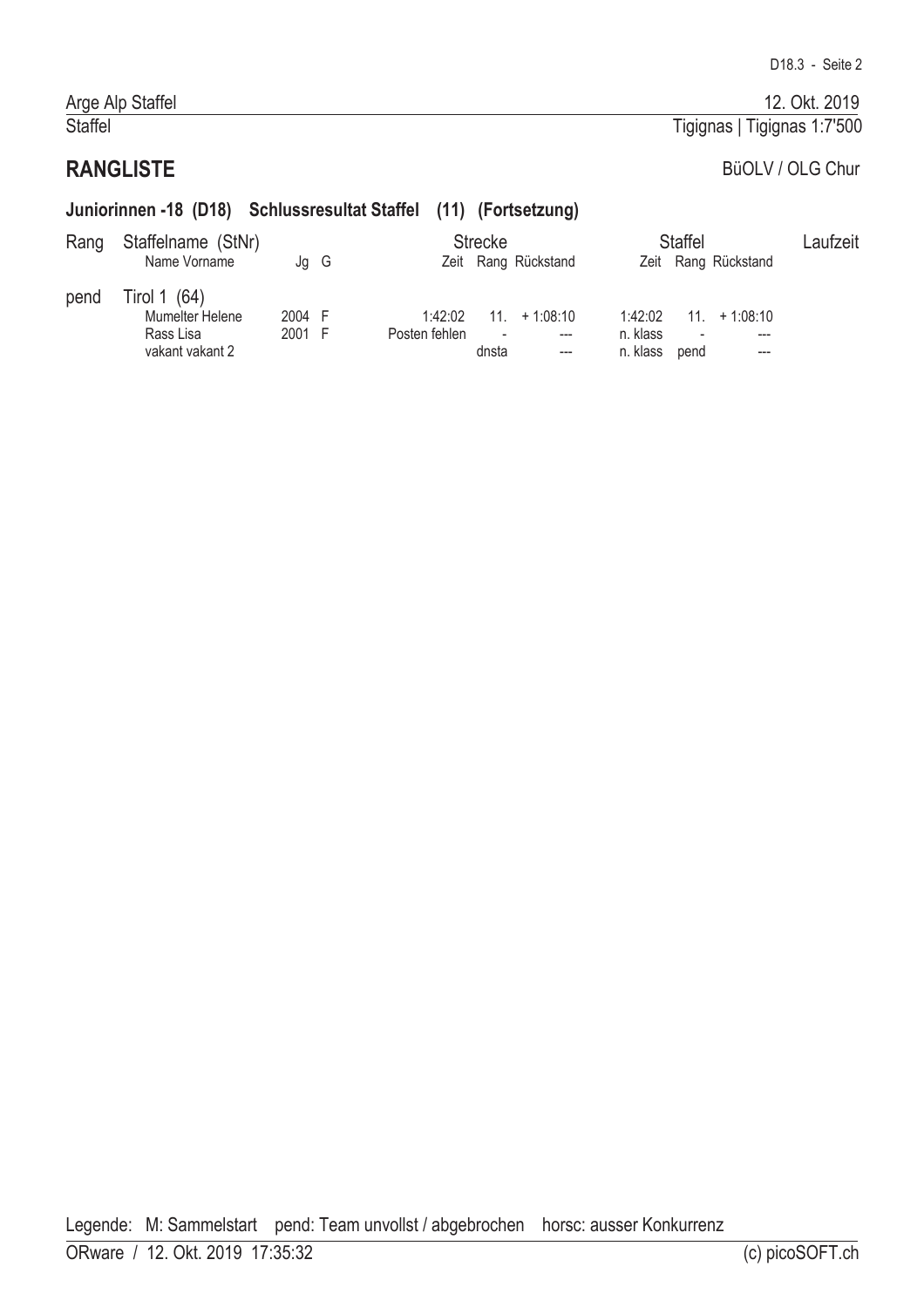Arge Alp Staffel

Staffel

12. Okt. 2019

Tigignas | Tigignas 1:7'500

## RANGLISTE

BüOLV / OLG Chur

### Juniorinnen -18 (D18) Schlussresultat Staffel (11) (Fortsetzung)

| Rang | Staffelname (StNr) | | | Strecke | | | Staffel | | | Laufzeit |
|---|---|---|---|---|---|---|---|---|---|---|
| | Name Vorname | Jg | G | Zeit | Rang | Rückstand | Zeit | Rang | Rückstand | |
| pend | Tirol 1 (64) | | | | | | | | | |
| | Mumelter Helene | 2004 | F | 1:42:02 | 11. | + 1:08:10 | 1:42:02 | 11. | + 1:08:10 | |
| | Rass Lisa | 2001 | F | Posten fehlen | - | --- | n. klass | - | --- | |
| | vakant vakant 2 | | | | dnsta | --- | n. klass | pend | --- | |

Legende: M: Sammelstart pend: Team unvollst / abgebrochen horsc: ausser Konkurrenz

ORware / 12. Okt. 2019 17:35:32 (c) picoSOFT.ch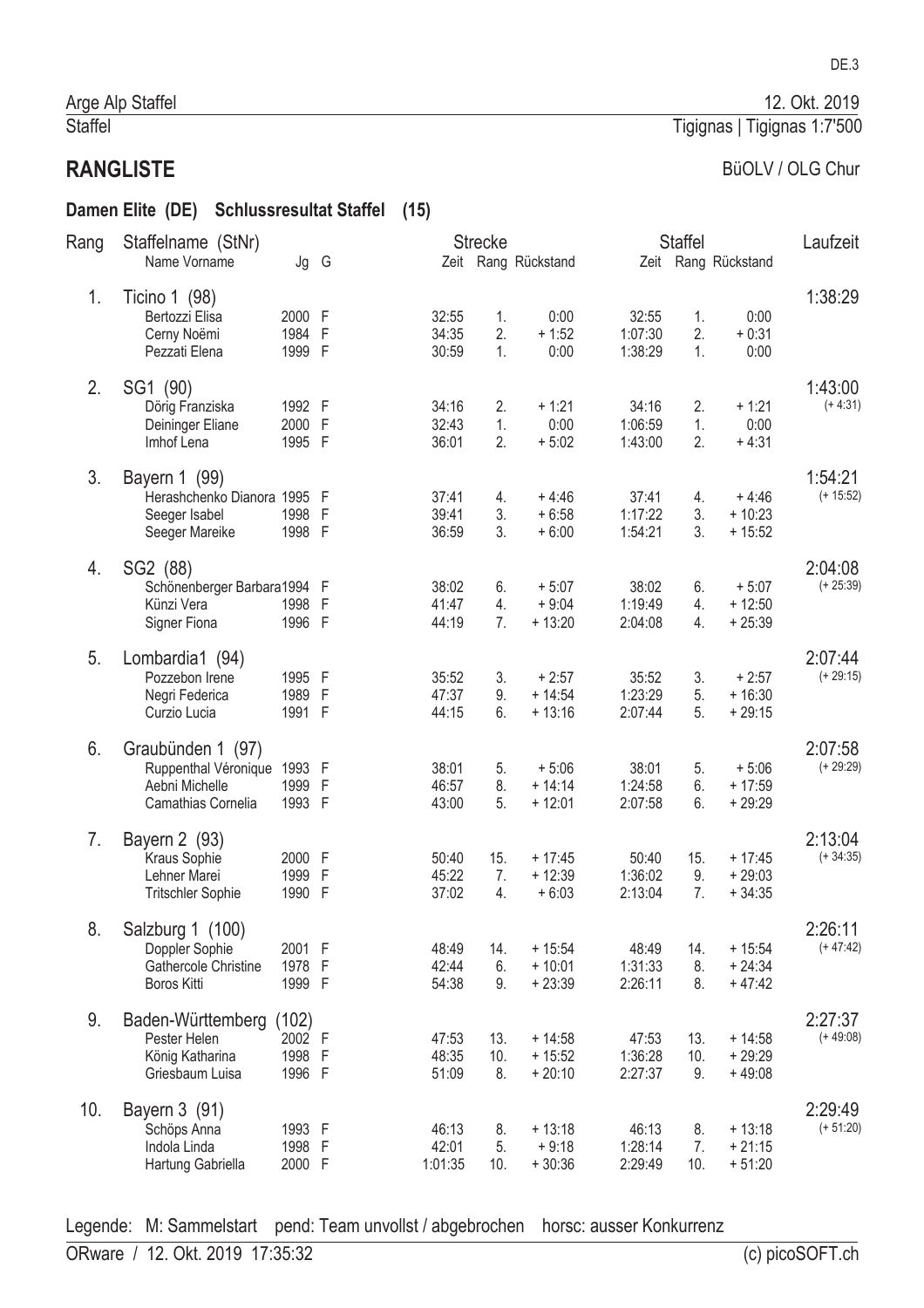Arge Alp Staffel — 12. Okt. 2019

Staffel — Tigignas | Tigignas 1:7'500

## RANGLISTE

BüOLV / OLG Chur

### Damen Elite (DE) Schlussresultat Staffel (15)

| Rang | Staffelname (StNr) / Name Vorname | Jg | G | Strecke Zeit | Strecke Rang | Strecke Rückstand | Staffel Zeit | Staffel Rang | Staffel Rückstand | Laufzeit |
|---|---|---|---|---|---|---|---|---|---|---|
| 1. | Ticino 1 (98) | | | | | | | | | 1:38:29 |
| | Bertozzi Elisa | 2000 | F | 32:55 | 1. | 0:00 | 32:55 | 1. | 0:00 | |
| | Cerny Noëmi | 1984 | F | 34:35 | 2. | + 1:52 | 1:07:30 | 2. | + 0:31 | |
| | Pezzati Elena | 1999 | F | 30:59 | 1. | 0:00 | 1:38:29 | 1. | 0:00 | |
| 2. | SG1 (90) | | | | | | | | | 1:43:00 (+ 4:31) |
| | Dörig Franziska | 1992 | F | 34:16 | 2. | + 1:21 | 34:16 | 2. | + 1:21 | |
| | Deininger Eliane | 2000 | F | 32:43 | 1. | 0:00 | 1:06:59 | 1. | 0:00 | |
| | Imhof Lena | 1995 | F | 36:01 | 2. | + 5:02 | 1:43:00 | 2. | + 4:31 | |
| 3. | Bayern 1 (99) | | | | | | | | | 1:54:21 (+ 15:52) |
| | Herashchenko Dianora | 1995 | F | 37:41 | 4. | + 4:46 | 37:41 | 4. | + 4:46 | |
| | Seeger Isabel | 1998 | F | 39:41 | 3. | + 6:58 | 1:17:22 | 3. | + 10:23 | |
| | Seeger Mareike | 1998 | F | 36:59 | 3. | + 6:00 | 1:54:21 | 3. | + 15:52 | |
| 4. | SG2 (88) | | | | | | | | | 2:04:08 (+ 25:39) |
| | Schönenberger Barbara | 1994 | F | 38:02 | 6. | + 5:07 | 38:02 | 6. | + 5:07 | |
| | Künzi Vera | 1998 | F | 41:47 | 4. | + 9:04 | 1:19:49 | 4. | + 12:50 | |
| | Signer Fiona | 1996 | F | 44:19 | 7. | + 13:20 | 2:04:08 | 4. | + 25:39 | |
| 5. | Lombardia1 (94) | | | | | | | | | 2:07:44 (+ 29:15) |
| | Pozzebon Irene | 1995 | F | 35:52 | 3. | + 2:57 | 35:52 | 3. | + 2:57 | |
| | Negri Federica | 1989 | F | 47:37 | 9. | + 14:54 | 1:23:29 | 5. | + 16:30 | |
| | Curzio Lucia | 1991 | F | 44:15 | 6. | + 13:16 | 2:07:44 | 5. | + 29:15 | |
| 6. | Graubünden 1 (97) | | | | | | | | | 2:07:58 (+ 29:29) |
| | Ruppenthal Véronique | 1993 | F | 38:01 | 5. | + 5:06 | 38:01 | 5. | + 5:06 | |
| | Aebni Michelle | 1999 | F | 46:57 | 8. | + 14:14 | 1:24:58 | 6. | + 17:59 | |
| | Camathias Cornelia | 1993 | F | 43:00 | 5. | + 12:01 | 2:07:58 | 6. | + 29:29 | |
| 7. | Bayern 2 (93) | | | | | | | | | 2:13:04 (+ 34:35) |
| | Kraus Sophie | 2000 | F | 50:40 | 15. | + 17:45 | 50:40 | 15. | + 17:45 | |
| | Lehner Marei | 1999 | F | 45:22 | 7. | + 12:39 | 1:36:02 | 9. | + 29:03 | |
| | Tritschler Sophie | 1990 | F | 37:02 | 4. | + 6:03 | 2:13:04 | 7. | + 34:35 | |
| 8. | Salzburg 1 (100) | | | | | | | | | 2:26:11 (+ 47:42) |
| | Doppler Sophie | 2001 | F | 48:49 | 14. | + 15:54 | 48:49 | 14. | + 15:54 | |
| | Gathercole Christine | 1978 | F | 42:44 | 6. | + 10:01 | 1:31:33 | 8. | + 24:34 | |
| | Boros Kitti | 1999 | F | 54:38 | 9. | + 23:39 | 2:26:11 | 8. | + 47:42 | |
| 9. | Baden-Württemberg (102) | | | | | | | | | 2:27:37 (+ 49:08) |
| | Pester Helen | 2002 | F | 47:53 | 13. | + 14:58 | 47:53 | 13. | + 14:58 | |
| | König Katharina | 1998 | F | 48:35 | 10. | + 15:52 | 1:36:28 | 10. | + 29:29 | |
| | Griesbaum Luisa | 1996 | F | 51:09 | 8. | + 20:10 | 2:27:37 | 9. | + 49:08 | |
| 10. | Bayern 3 (91) | | | | | | | | | 2:29:49 (+ 51:20) |
| | Schöps Anna | 1993 | F | 46:13 | 8. | + 13:18 | 46:13 | 8. | + 13:18 | |
| | Indola Linda | 1998 | F | 42:01 | 5. | + 9:18 | 1:28:14 | 7. | + 21:15 | |
| | Hartung Gabriella | 2000 | F | 1:01:35 | 10. | + 30:36 | 2:29:49 | 10. | + 51:20 | |

Legende: M: Sammelstart pend: Team unvollst / abgebrochen horsc: ausser Konkurrenz

ORware / 12. Okt. 2019 17:35:32 — (c) picoSOFT.ch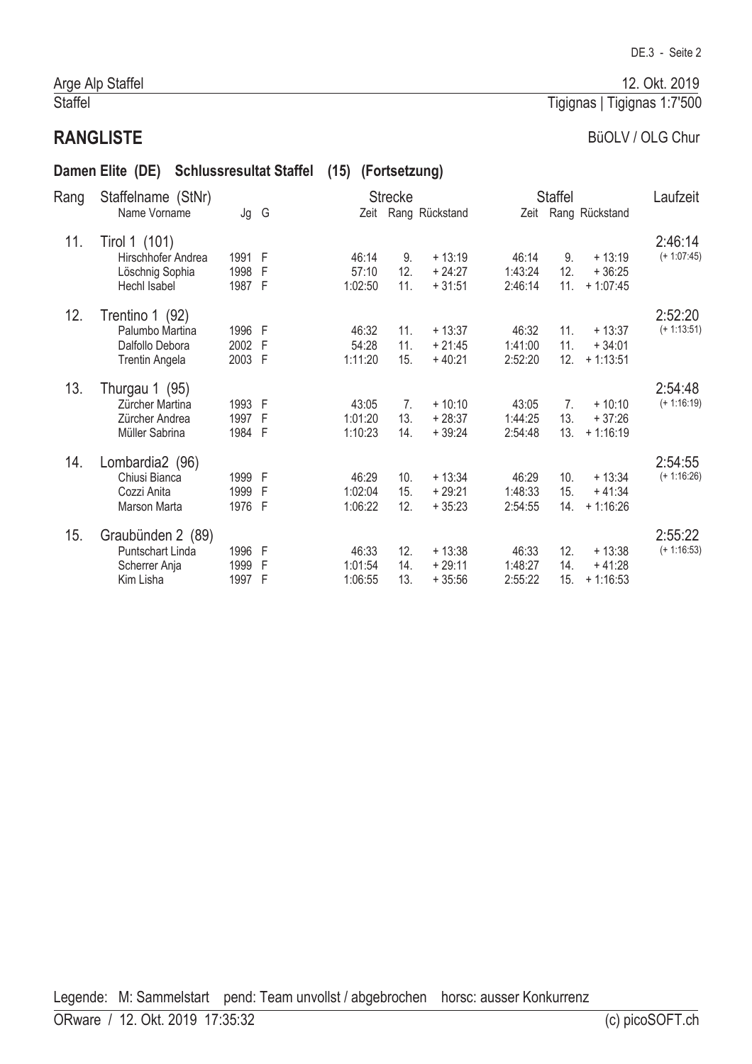Arge Alp Staffel — 12. Okt. 2019

Staffel — Tigignas | Tigignas 1:7'500

# RANGLISTE

BüOLV / OLG Chur

## Damen Elite (DE) Schlussresultat Staffel (15) (Fortsetzung)

| Rang | Staffelname (StNr) / Name Vorname | Jg | G | Strecke Zeit | Strecke Rang | Strecke Rückstand | Staffel Zeit | Staffel Rang | Staffel Rückstand | Laufzeit |
|---|---|---|---|---|---|---|---|---|---|---|
| 11. | Tirol 1 (101) | | | | | | | | | 2:46:14 (+ 1:07:45) |
| | Hirschhofer Andrea | 1991 | F | 46:14 | 9. | + 13:19 | 46:14 | 9. | + 13:19 | |
| | Löschnig Sophia | 1998 | F | 57:10 | 12. | + 24:27 | 1:43:24 | 12. | + 36:25 | |
| | Hechl Isabel | 1987 | F | 1:02:50 | 11. | + 31:51 | 2:46:14 | 11. | + 1:07:45 | |
| 12. | Trentino 1 (92) | | | | | | | | | 2:52:20 (+ 1:13:51) |
| | Palumbo Martina | 1996 | F | 46:32 | 11. | + 13:37 | 46:32 | 11. | + 13:37 | |
| | Dalfollo Debora | 2002 | F | 54:28 | 11. | + 21:45 | 1:41:00 | 11. | + 34:01 | |
| | Trentin Angela | 2003 | F | 1:11:20 | 15. | + 40:21 | 2:52:20 | 12. | + 1:13:51 | |
| 13. | Thurgau 1 (95) | | | | | | | | | 2:54:48 (+ 1:16:19) |
| | Zürcher Martina | 1993 | F | 43:05 | 7. | + 10:10 | 43:05 | 7. | + 10:10 | |
| | Zürcher Andrea | 1997 | F | 1:01:20 | 13. | + 28:37 | 1:44:25 | 13. | + 37:26 | |
| | Müller Sabrina | 1984 | F | 1:10:23 | 14. | + 39:24 | 2:54:48 | 13. | + 1:16:19 | |
| 14. | Lombardia2 (96) | | | | | | | | | 2:54:55 (+ 1:16:26) |
| | Chiusi Bianca | 1999 | F | 46:29 | 10. | + 13:34 | 46:29 | 10. | + 13:34 | |
| | Cozzi Anita | 1999 | F | 1:02:04 | 15. | + 29:21 | 1:48:33 | 15. | + 41:34 | |
| | Marson Marta | 1976 | F | 1:06:22 | 12. | + 35:23 | 2:54:55 | 14. | + 1:16:26 | |
| 15. | Graubünden 2 (89) | | | | | | | | | 2:55:22 (+ 1:16:53) |
| | Puntschart Linda | 1996 | F | 46:33 | 12. | + 13:38 | 46:33 | 12. | + 13:38 | |
| | Scherrer Anja | 1999 | F | 1:01:54 | 14. | + 29:11 | 1:48:27 | 14. | + 41:28 | |
| | Kim Lisha | 1997 | F | 1:06:55 | 13. | + 35:56 | 2:55:22 | 15. | + 1:16:53 | |

Legende: M: Sammelstart pend: Team unvollst / abgebrochen horsc: ausser Konkurrenz

ORware / 12. Okt. 2019 17:35:32 (c) picoSOFT.ch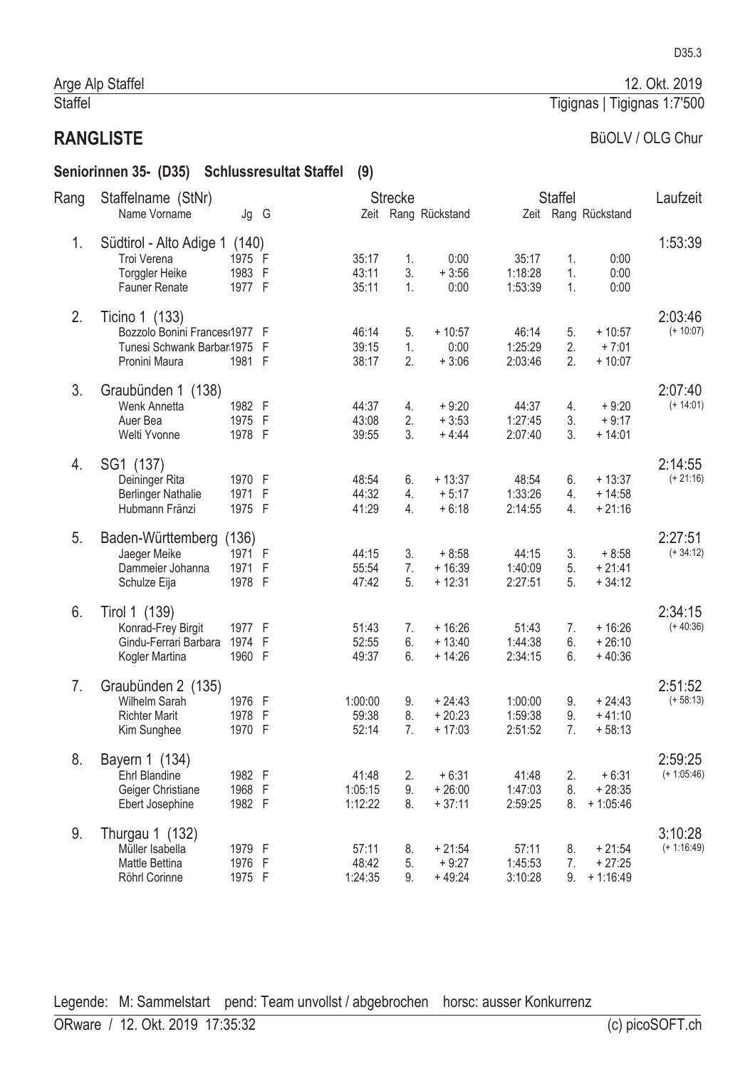D35.3

Arge Alp Staffel — 12. Okt. 2019

Staffel — Tigignas | Tigignas 1:7'500

# RANGLISTE

BüOLV / OLG Chur

## Seniorinnen 35- (D35) Schlussresultat Staffel (9)

| Rang | Staffelname (StNr) / Name Vorname | Jg | G | Strecke Zeit | Strecke Rang | Strecke Rückstand | Staffel Zeit | Staffel Rang | Staffel Rückstand | Laufzeit |
|---|---|---|---|---|---|---|---|---|---|---|
| 1. | Südtirol - Alto Adige 1 (140) | | | | | | | | | 1:53:39 |
| | Troi Verena | 1975 | F | 35:17 | 1. | 0:00 | 35:17 | 1. | 0:00 | |
| | Torggler Heike | 1983 | F | 43:11 | 3. | + 3:56 | 1:18:28 | 1. | 0:00 | |
| | Fauner Renate | 1977 | F | 35:11 | 1. | 0:00 | 1:53:39 | 1. | 0:00 | |
| 2. | Ticino 1 (133) | | | | | | | | | 2:03:46 (+ 10:07) |
| | Bozzolo Bonini Frances | 1977 | F | 46:14 | 5. | + 10:57 | 46:14 | 5. | + 10:57 | |
| | Tunesi Schwank Barbar | 1975 | F | 39:15 | 1. | 0:00 | 1:25:29 | 2. | + 7:01 | |
| | Pronini Maura | 1981 | F | 38:17 | 2. | + 3:06 | 2:03:46 | 2. | + 10:07 | |
| 3. | Graubünden 1 (138) | | | | | | | | | 2:07:40 (+ 14:01) |
| | Wenk Annetta | 1982 | F | 44:37 | 4. | + 9:20 | 44:37 | 4. | + 9:20 | |
| | Auer Bea | 1975 | F | 43:08 | 2. | + 3:53 | 1:27:45 | 3. | + 9:17 | |
| | Welti Yvonne | 1978 | F | 39:55 | 3. | + 4:44 | 2:07:40 | 3. | + 14:01 | |
| 4. | SG1 (137) | | | | | | | | | 2:14:55 (+ 21:16) |
| | Deininger Rita | 1970 | F | 48:54 | 6. | + 13:37 | 48:54 | 6. | + 13:37 | |
| | Berlinger Nathalie | 1971 | F | 44:32 | 4. | + 5:17 | 1:33:26 | 4. | + 14:58 | |
| | Hubmann Fränzi | 1975 | F | 41:29 | 4. | + 6:18 | 2:14:55 | 4. | + 21:16 | |
| 5. | Baden-Württemberg (136) | | | | | | | | | 2:27:51 (+ 34:12) |
| | Jaeger Meike | 1971 | F | 44:15 | 3. | + 8:58 | 44:15 | 3. | + 8:58 | |
| | Dammeier Johanna | 1971 | F | 55:54 | 7. | + 16:39 | 1:40:09 | 5. | + 21:41 | |
| | Schulze Eija | 1978 | F | 47:42 | 5. | + 12:31 | 2:27:51 | 5. | + 34:12 | |
| 6. | Tirol 1 (139) | | | | | | | | | 2:34:15 (+ 40:36) |
| | Konrad-Frey Birgit | 1977 | F | 51:43 | 7. | + 16:26 | 51:43 | 7. | + 16:26 | |
| | Gindu-Ferrari Barbara | 1974 | F | 52:55 | 6. | + 13:40 | 1:44:38 | 6. | + 26:10 | |
| | Kogler Martina | 1960 | F | 49:37 | 6. | + 14:26 | 2:34:15 | 6. | + 40:36 | |
| 7. | Graubünden 2 (135) | | | | | | | | | 2:51:52 (+ 58:13) |
| | Wilhelm Sarah | 1976 | F | 1:00:00 | 9. | + 24:43 | 1:00:00 | 9. | + 24:43 | |
| | Richter Marit | 1978 | F | 59:38 | 8. | + 20:23 | 1:59:38 | 9. | + 41:10 | |
| | Kim Sunghee | 1970 | F | 52:14 | 7. | + 17:03 | 2:51:52 | 7. | + 58:13 | |
| 8. | Bayern 1 (134) | | | | | | | | | 2:59:25 (+ 1:05:46) |
| | Ehrl Blandine | 1982 | F | 41:48 | 2. | + 6:31 | 41:48 | 2. | + 6:31 | |
| | Geiger Christiane | 1968 | F | 1:05:15 | 9. | + 26:00 | 1:47:03 | 8. | + 28:35 | |
| | Ebert Josephine | 1982 | F | 1:12:22 | 8. | + 37:11 | 2:59:25 | 8. | + 1:05:46 | |
| 9. | Thurgau 1 (132) | | | | | | | | | 3:10:28 (+ 1:16:49) |
| | Müller Isabella | 1979 | F | 57:11 | 8. | + 21:54 | 57:11 | 8. | + 21:54 | |
| | Mattle Bettina | 1976 | F | 48:42 | 5. | + 9:27 | 1:45:53 | 7. | + 27:25 | |
| | Röhrl Corinne | 1975 | F | 1:24:35 | 9. | + 49:24 | 3:10:28 | 9. | + 1:16:49 | |

Legende: M: Sammelstart pend: Team unvollst / abgebrochen horsc: ausser Konkurrenz

ORware / 12. Okt. 2019 17:35:32 (c) picoSOFT.ch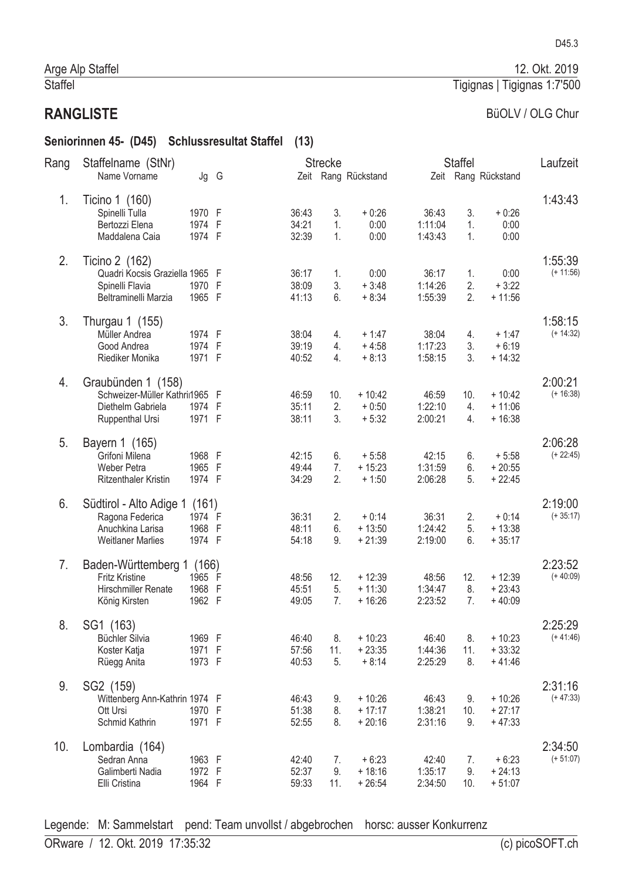Arge Alp Staffel — 12. Okt. 2019

Staffel — Tiglgnas | Tigignas 1:7'500

## RANGLISTE

BüOLV / OLG Chur

### Seniorinnen 45- (D45) Schlussresultat Staffel (13)

| Rang | Staffelname (StNr) / Name Vorname | Jg | G | Strecke Zeit | Strecke Rang | Strecke Rückstand | Staffel Zeit | Staffel Rang | Staffel Rückstand | Laufzeit |
|---|---|---|---|---|---|---|---|---|---|---|
| 1. | **Ticino 1 (160)** | | | | | | | | | 1:43:43 |
| | Spinelli Tulla | 1970 | F | 36:43 | 3. | + 0:26 | 36:43 | 3. | + 0:26 | |
| | Bertozzi Elena | 1974 | F | 34:21 | 1. | 0:00 | 1:11:04 | 1. | 0:00 | |
| | Maddalena Caia | 1974 | F | 32:39 | 1. | 0:00 | 1:43:43 | 1. | 0:00 | |
| 2. | **Ticino 2 (162)** | | | | | | | | | 1:55:39 (+ 11:56) |
| | Quadri Kocsis Graziella | 1965 | F | 36:17 | 1. | 0:00 | 36:17 | 1. | 0:00 | |
| | Spinelli Flavia | 1970 | F | 38:09 | 3. | + 3:48 | 1:14:26 | 2. | + 3:22 | |
| | Beltraminelli Marzia | 1965 | F | 41:13 | 6. | + 8:34 | 1:55:39 | 2. | + 11:56 | |
| 3. | **Thurgau 1 (155)** | | | | | | | | | 1:58:15 (+ 14:32) |
| | Müller Andrea | 1974 | F | 38:04 | 4. | + 1:47 | 38:04 | 4. | + 1:47 | |
| | Good Andrea | 1974 | F | 39:19 | 4. | + 4:58 | 1:17:23 | 3. | + 6:19 | |
| | Riediker Monika | 1971 | F | 40:52 | 4. | + 8:13 | 1:58:15 | 3. | + 14:32 | |
| 4. | **Graubünden 1 (158)** | | | | | | | | | 2:00:21 (+ 16:38) |
| | Schweizer-Müller Kathrin | 1965 | F | 46:59 | 10. | + 10:42 | 46:59 | 10. | + 10:42 | |
| | Diethelm Gabriela | 1974 | F | 35:11 | 2. | + 0:50 | 1:22:10 | 4. | + 11:06 | |
| | Ruppenthal Ursi | 1971 | F | 38:11 | 3. | + 5:32 | 2:00:21 | 4. | + 16:38 | |
| 5. | **Bayern 1 (165)** | | | | | | | | | 2:06:28 (+ 22:45) |
| | Grifoni Milena | 1968 | F | 42:15 | 6. | + 5:58 | 42:15 | 6. | + 5:58 | |
| | Weber Petra | 1965 | F | 49:44 | 7. | + 15:23 | 1:31:59 | 6. | + 20:55 | |
| | Ritzenthaler Kristin | 1974 | F | 34:29 | 2. | + 1:50 | 2:06:28 | 5. | + 22:45 | |
| 6. | **Südtirol - Alto Adige 1 (161)** | | | | | | | | | 2:19:00 (+ 35:17) |
| | Ragona Federica | 1974 | F | 36:31 | 2. | + 0:14 | 36:31 | 2. | + 0:14 | |
| | Anuchkina Larisa | 1968 | F | 48:11 | 6. | + 13:50 | 1:24:42 | 5. | + 13:38 | |
| | Weitlaner Marlies | 1974 | F | 54:18 | 9. | + 21:39 | 2:19:00 | 6. | + 35:17 | |
| 7. | **Baden-Württemberg 1 (166)** | | | | | | | | | 2:23:52 (+ 40:09) |
| | Fritz Kristine | 1965 | F | 48:56 | 12. | + 12:39 | 48:56 | 12. | + 12:39 | |
| | Hirschmiller Renate | 1968 | F | 45:51 | 5. | + 11:30 | 1:34:47 | 8. | + 23:43 | |
| | König Kirsten | 1962 | F | 49:05 | 7. | + 16:26 | 2:23:52 | 7. | + 40:09 | |
| 8. | **SG1 (163)** | | | | | | | | | 2:25:29 (+ 41:46) |
| | Büchler Silvia | 1969 | F | 46:40 | 8. | + 10:23 | 46:40 | 8. | + 10:23 | |
| | Koster Katja | 1971 | F | 57:56 | 11. | + 23:35 | 1:44:36 | 11. | + 33:32 | |
| | Rüegg Anita | 1973 | F | 40:53 | 5. | + 8:14 | 2:25:29 | 8. | + 41:46 | |
| 9. | **SG2 (159)** | | | | | | | | | 2:31:16 (+ 47:33) |
| | Wittenberg Ann-Kathrin | 1974 | F | 46:43 | 9. | + 10:26 | 46:43 | 9. | + 10:26 | |
| | Ott Ursi | 1970 | F | 51:38 | 8. | + 17:17 | 1:38:21 | 10. | + 27:17 | |
| | Schmid Kathrin | 1971 | F | 52:55 | 8. | + 20:16 | 2:31:16 | 9. | + 47:33 | |
| 10. | **Lombardia (164)** | | | | | | | | | 2:34:50 (+ 51:07) |
| | Sedran Anna | 1963 | F | 42:40 | 7. | + 6:23 | 42:40 | 7. | + 6:23 | |
| | Galimberti Nadia | 1972 | F | 52:37 | 9. | + 18:16 | 1:35:17 | 9. | + 24:13 | |
| | Elli Cristina | 1964 | F | 59:33 | 11. | + 26:54 | 2:34:50 | 10. | + 51:07 | |

Legende: M: Sammelstart pend: Team unvollst / abgebrochen horsc: ausser Konkurrenz

ORware / 12. Okt. 2019 17:35:32 — (c) picoSOFT.ch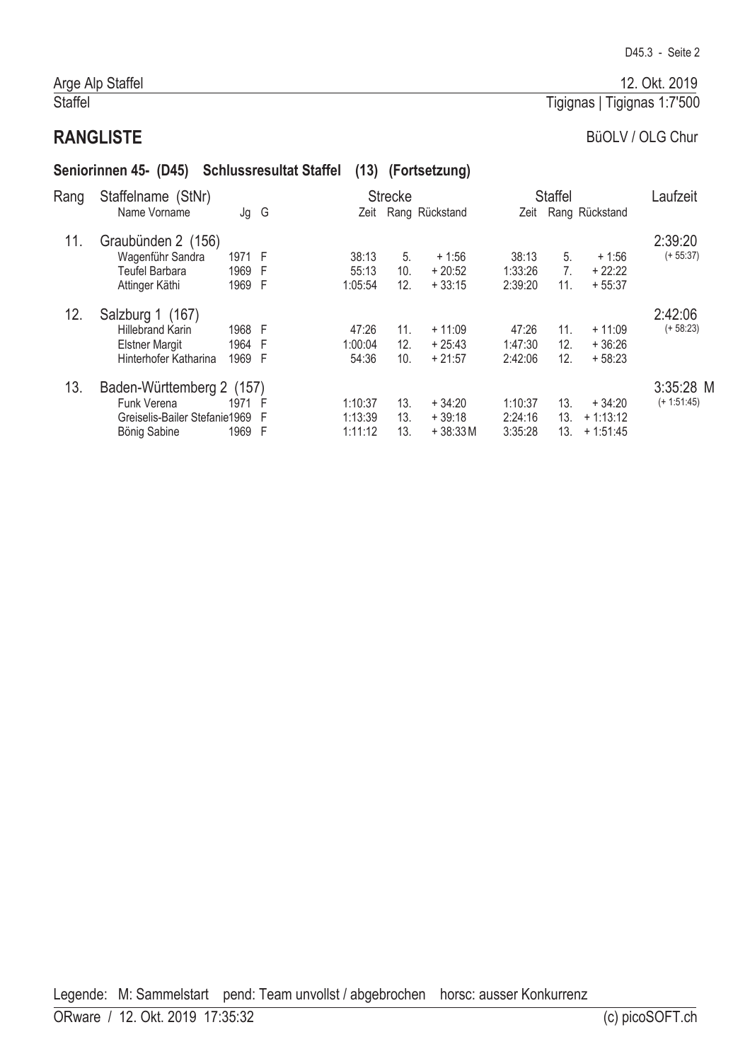Arge Alp Staffel — 12. Okt. 2019

Staffel — Tigignas | Tigignas 1:7'500

## RANGLISTE

BüOLV / OLG Chur

### Seniorinnen 45- (D45) Schlussresultat Staffel (13) (Fortsetzung)

| Rang | Staffelname (StNr) / Name Vorname | Jg | G | Strecke Zeit | Strecke Rang | Strecke Rückstand | Staffel Zeit | Staffel Rang | Staffel Rückstand | Laufzeit |
|---|---|---|---|---|---|---|---|---|---|---|
| 11. | Graubünden 2 (156) | | | | | | | | | 2:39:20 (+ 55:37) |
| | Wagenführ Sandra | 1971 | F | 38:13 | 5. | + 1:56 | 38:13 | 5. | + 1:56 | |
| | Teufel Barbara | 1969 | F | 55:13 | 10. | + 20:52 | 1:33:26 | 7. | + 22:22 | |
| | Attinger Käthi | 1969 | F | 1:05:54 | 12. | + 33:15 | 2:39:20 | 11. | + 55:37 | |
| 12. | Salzburg 1 (167) | | | | | | | | | 2:42:06 (+ 58:23) |
| | Hillebrand Karin | 1968 | F | 47:26 | 11. | + 11:09 | 47:26 | 11. | + 11:09 | |
| | Elstner Margit | 1964 | F | 1:00:04 | 12. | + 25:43 | 1:47:30 | 12. | + 36:26 | |
| | Hinterhofer Katharina | 1969 | F | 54:36 | 10. | + 21:57 | 2:42:06 | 12. | + 58:23 | |
| 13. | Baden-Württemberg 2 (157) | | | | | | | | | 3:35:28 M (+ 1:51:45) |
| | Funk Verena | 1971 | F | 1:10:37 | 13. | + 34:20 | 1:10:37 | 13. | + 34:20 | |
| | Greiselis-Bailer Stefanie | 1969 | F | 1:13:39 | 13. | + 39:18 | 2:24:16 | 13. | + 1:13:12 | |
| | Bönig Sabine | 1969 | F | 1:11:12 | 13. | + 38:33 M | 3:35:28 | 13. | + 1:51:45 | |

Legende: M: Sammelstart pend: Team unvollst / abgebrochen horsc: ausser Konkurrenz

ORware / 12. Okt. 2019 17:35:32 — (c) picoSOFT.ch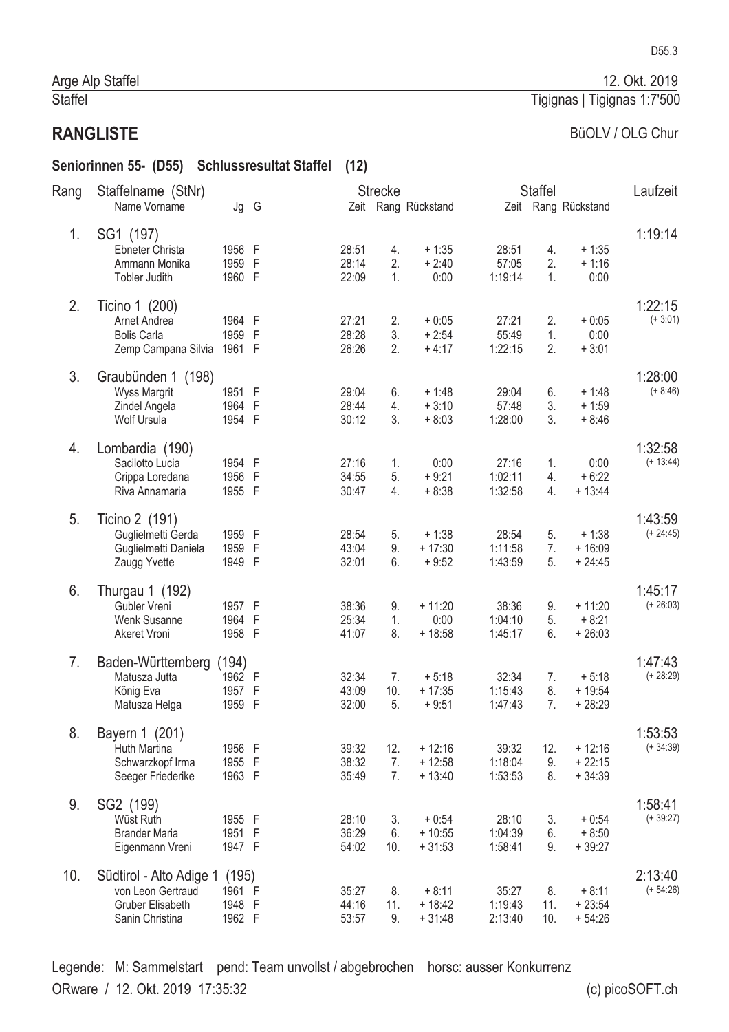D55.3

Arge Alp Staffel — 12. Okt. 2019

Staffel — Tigignas | Tigignas 1:7'500

# RANGLISTE

BüOLV / OLG Chur

## Seniorinnen 55- (D55) Schlussresultat Staffel (12)

| Rang | Staffelname (StNr) / Name Vorname | Jg | G | Strecke Zeit | Strecke Rang | Strecke Rückstand | Staffel Zeit | Staffel Rang | Staffel Rückstand | Laufzeit |
|---|---|---|---|---|---|---|---|---|---|---|
| 1. | SG1 (197) | | | | | | | | | 1:19:14 |
| | Ebneter Christa | 1956 | F | 28:51 | 4. | + 1:35 | 28:51 | 4. | + 1:35 | |
| | Ammann Monika | 1959 | F | 28:14 | 2. | + 2:40 | 57:05 | 2. | + 1:16 | |
| | Tobler Judith | 1960 | F | 22:09 | 1. | 0:00 | 1:19:14 | 1. | 0:00 | |
| 2. | Ticino 1 (200) | | | | | | | | | 1:22:15 (+ 3:01) |
| | Arnet Andrea | 1964 | F | 27:21 | 2. | + 0:05 | 27:21 | 2. | + 0:05 | |
| | Bolis Carla | 1959 | F | 28:28 | 3. | + 2:54 | 55:49 | 1. | 0:00 | |
| | Zemp Campana Silvia | 1961 | F | 26:26 | 2. | + 4:17 | 1:22:15 | 2. | + 3:01 | |
| 3. | Graubünden 1 (198) | | | | | | | | | 1:28:00 (+ 8:46) |
| | Wyss Margrit | 1951 | F | 29:04 | 6. | + 1:48 | 29:04 | 6. | + 1:48 | |
| | Zindel Angela | 1964 | F | 28:44 | 4. | + 3:10 | 57:48 | 3. | + 1:59 | |
| | Wolf Ursula | 1954 | F | 30:12 | 3. | + 8:03 | 1:28:00 | 3. | + 8:46 | |
| 4. | Lombardia (190) | | | | | | | | | 1:32:58 (+ 13:44) |
| | Sacilotto Lucia | 1954 | F | 27:16 | 1. | 0:00 | 27:16 | 1. | 0:00 | |
| | Crippa Loredana | 1956 | F | 34:55 | 5. | + 9:21 | 1:02:11 | 4. | + 6:22 | |
| | Riva Annamaria | 1955 | F | 30:47 | 4. | + 8:38 | 1:32:58 | 4. | + 13:44 | |
| 5. | Ticino 2 (191) | | | | | | | | | 1:43:59 (+ 24:45) |
| | Guglielmetti Gerda | 1959 | F | 28:54 | 5. | + 1:38 | 28:54 | 5. | + 1:38 | |
| | Guglielmetti Daniela | 1959 | F | 43:04 | 9. | + 17:30 | 1:11:58 | 7. | + 16:09 | |
| | Zaugg Yvette | 1949 | F | 32:01 | 6. | + 9:52 | 1:43:59 | 5. | + 24:45 | |
| 6. | Thurgau 1 (192) | | | | | | | | | 1:45:17 (+ 26:03) |
| | Gubler Vreni | 1957 | F | 38:36 | 9. | + 11:20 | 38:36 | 9. | + 11:20 | |
| | Wenk Susanne | 1964 | F | 25:34 | 1. | 0:00 | 1:04:10 | 5. | + 8:21 | |
| | Akeret Vroni | 1958 | F | 41:07 | 8. | + 18:58 | 1:45:17 | 6. | + 26:03 | |
| 7. | Baden-Württemberg (194) | | | | | | | | | 1:47:43 (+ 28:29) |
| | Matusza Jutta | 1962 | F | 32:34 | 7. | + 5:18 | 32:34 | 7. | + 5:18 | |
| | König Eva | 1957 | F | 43:09 | 10. | + 17:35 | 1:15:43 | 8. | + 19:54 | |
| | Matusza Helga | 1959 | F | 32:00 | 5. | + 9:51 | 1:47:43 | 7. | + 28:29 | |
| 8. | Bayern 1 (201) | | | | | | | | | 1:53:53 (+ 34:39) |
| | Huth Martina | 1956 | F | 39:32 | 12. | + 12:16 | 39:32 | 12. | + 12:16 | |
| | Schwarzkopf Irma | 1955 | F | 38:32 | 7. | + 12:58 | 1:18:04 | 9. | + 22:15 | |
| | Seeger Friederike | 1963 | F | 35:49 | 7. | + 13:40 | 1:53:53 | 8. | + 34:39 | |
| 9. | SG2 (199) | | | | | | | | | 1:58:41 (+ 39:27) |
| | Wüst Ruth | 1955 | F | 28:10 | 3. | + 0:54 | 28:10 | 3. | + 0:54 | |
| | Brander Maria | 1951 | F | 36:29 | 6. | + 10:55 | 1:04:39 | 6. | + 8:50 | |
| | Eigenmann Vreni | 1947 | F | 54:02 | 10. | + 31:53 | 1:58:41 | 9. | + 39:27 | |
| 10. | Südtirol - Alto Adige 1 (195) | | | | | | | | | 2:13:40 (+ 54:26) |
| | von Leon Gertraud | 1961 | F | 35:27 | 8. | + 8:11 | 35:27 | 8. | + 8:11 | |
| | Gruber Elisabeth | 1948 | F | 44:16 | 11. | + 18:42 | 1:19:43 | 11. | + 23:54 | |
| | Sanin Christina | 1962 | F | 53:57 | 9. | + 31:48 | 2:13:40 | 10. | + 54:26 | |

Legende: M: Sammelstart pend: Team unvollst / abgebrochen horsc: ausser Konkurrenz

ORware / 12. Okt. 2019 17:35:32 — (c) picoSOFT.ch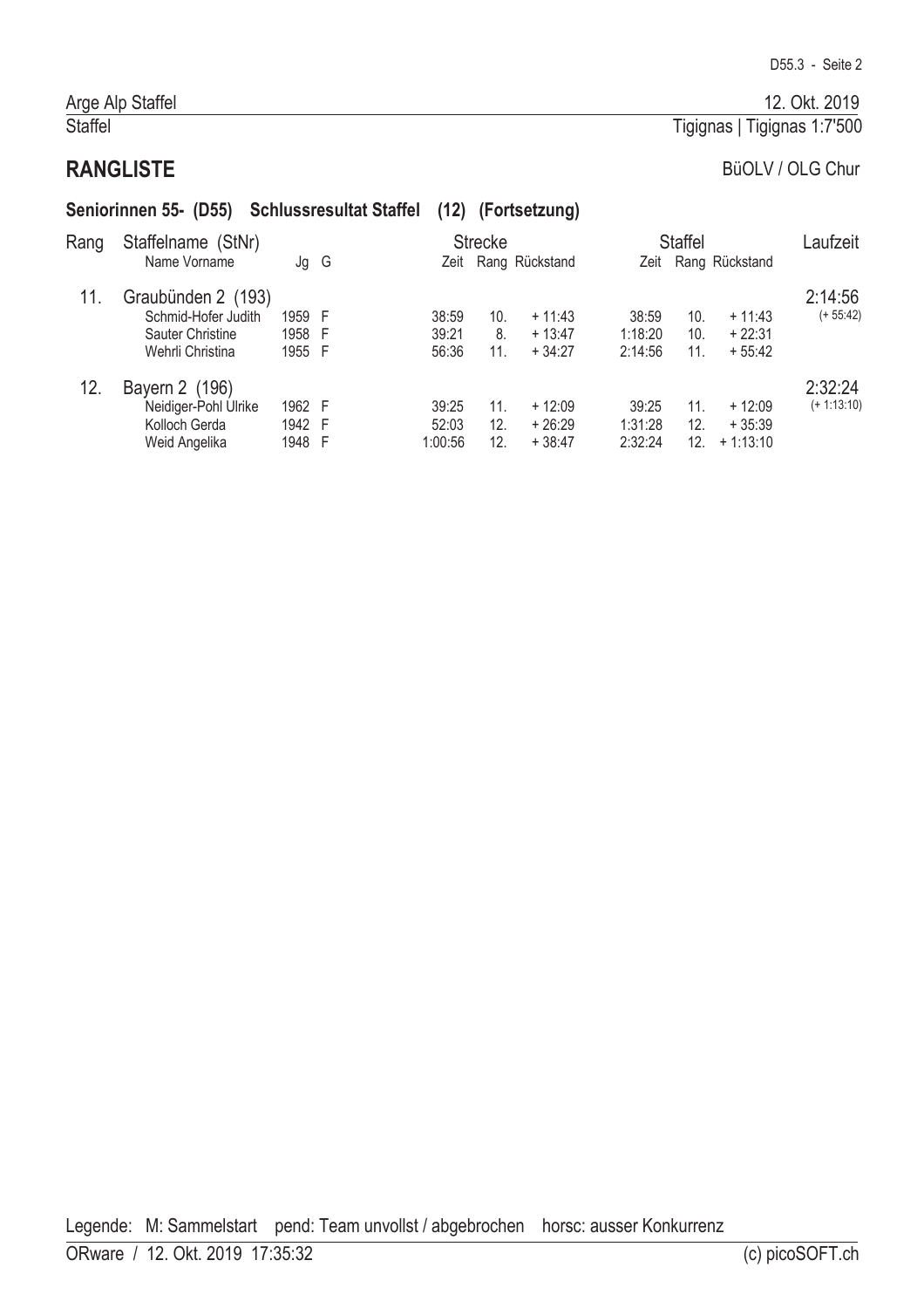Arge Alp Staffel — 12. Okt. 2019

Staffel — Tigignas | Tigignas 1:7'500

## RANGLISTE

BüOLV / OLG Chur

### Seniorinnen 55- (D55) Schlussresultat Staffel (12) (Fortsetzung)

| Rang | Staffelname (StNr) / Name Vorname | Jg | G | Strecke Zeit | Strecke Rang | Strecke Rückstand | Staffel Zeit | Staffel Rang | Staffel Rückstand | Laufzeit |
|---|---|---|---|---|---|---|---|---|---|---|
| 11. | Graubünden 2 (193) | | | | | | | | | 2:14:56 (+ 55:42) |
| | Schmid-Hofer Judith | 1959 | F | 38:59 | 10. | + 11:43 | 38:59 | 10. | + 11:43 | |
| | Sauter Christine | 1958 | F | 39:21 | 8. | + 13:47 | 1:18:20 | 10. | + 22:31 | |
| | Wehrli Christina | 1955 | F | 56:36 | 11. | + 34:27 | 2:14:56 | 11. | + 55:42 | |
| 12. | Bayern 2 (196) | | | | | | | | | 2:32:24 (+ 1:13:10) |
| | Neidiger-Pohl Ulrike | 1962 | F | 39:25 | 11. | + 12:09 | 39:25 | 11. | + 12:09 | |
| | Kolloch Gerda | 1942 | F | 52:03 | 12. | + 26:29 | 1:31:28 | 12. | + 35:39 | |
| | Weid Angelika | 1948 | F | 1:00:56 | 12. | + 38:47 | 2:32:24 | 12. | + 1:13:10 | |

Legende: M: Sammelstart pend: Team unvollst / abgebrochen horsc: ausser Konkurrenz

ORware / 12. Okt. 2019 17:35:32 — (c) picoSOFT.ch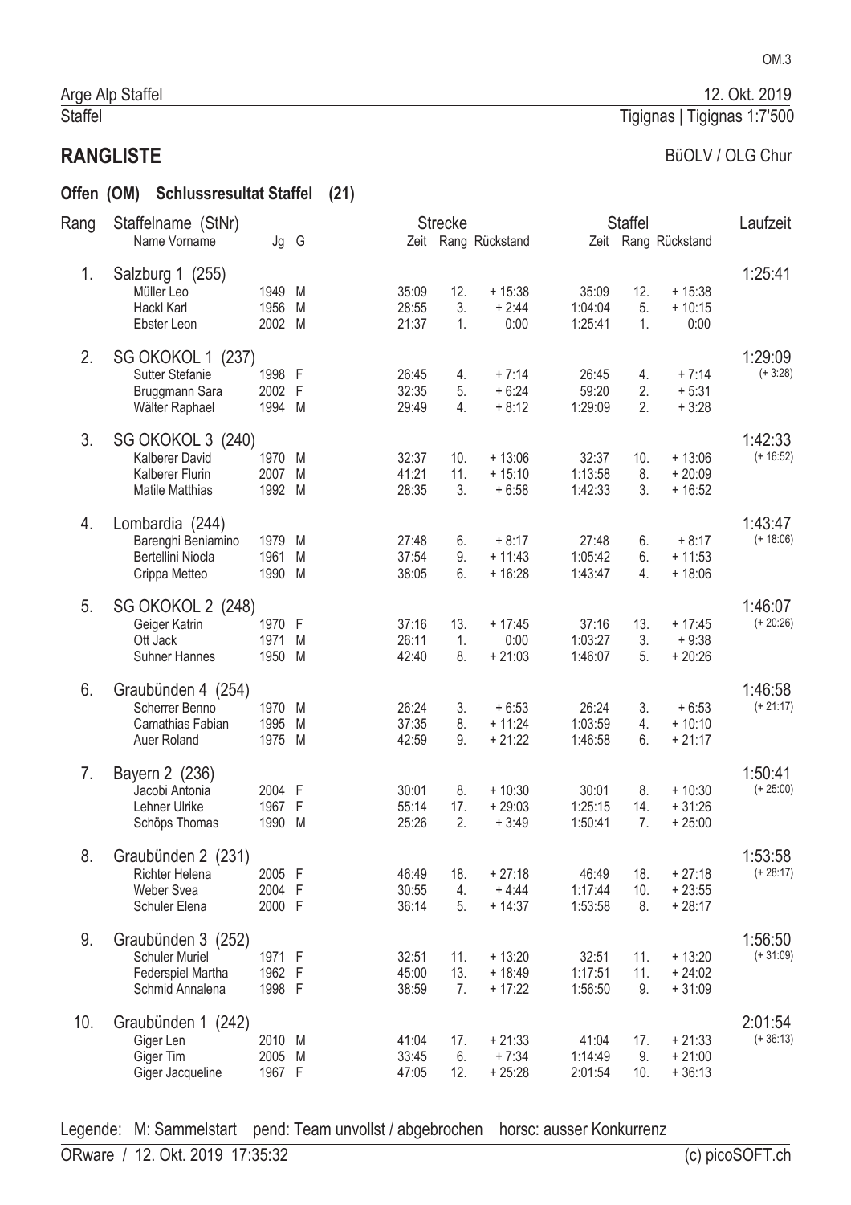Arge Alp Staffel — 12. Okt. 2019

Staffel — Tigignas | Tigignas 1:7'500

# RANGLISTE

BüOLV / OLG Chur

## Offen (OM) Schlussresultat Staffel (21)

| Rang | Staffelname (StNr) / Name Vorname | Jg | G | Strecke Zeit | Strecke Rang | Strecke Rückstand | Staffel Zeit | Staffel Rang | Staffel Rückstand | Laufzeit |
|---|---|---|---|---|---|---|---|---|---|---|
| 1. | Salzburg 1 (255) | | | | | | | | | 1:25:41 |
| | Müller Leo | 1949 | M | 35:09 | 12. | + 15:38 | 35:09 | 12. | + 15:38 | |
| | Hackl Karl | 1956 | M | 28:55 | 3. | + 2:44 | 1:04:04 | 5. | + 10:15 | |
| | Ebster Leon | 2002 | M | 21:37 | 1. | 0:00 | 1:25:41 | 1. | 0:00 | |
| 2. | SG OKOKOL 1 (237) | | | | | | | | | 1:29:09 (+ 3:28) |
| | Sutter Stefanie | 1998 | F | 26:45 | 4. | + 7:14 | 26:45 | 4. | + 7:14 | |
| | Bruggmann Sara | 2002 | F | 32:35 | 5. | + 6:24 | 59:20 | 2. | + 5:31 | |
| | Wälter Raphael | 1994 | M | 29:49 | 4. | + 8:12 | 1:29:09 | 2. | + 3:28 | |
| 3. | SG OKOKOL 3 (240) | | | | | | | | | 1:42:33 (+ 16:52) |
| | Kalberer David | 1970 | M | 32:37 | 10. | + 13:06 | 32:37 | 10. | + 13:06 | |
| | Kalberer Flurin | 2007 | M | 41:21 | 11. | + 15:10 | 1:13:58 | 8. | + 20:09 | |
| | Matile Matthias | 1992 | M | 28:35 | 3. | + 6:58 | 1:42:33 | 3. | + 16:52 | |
| 4. | Lombardia (244) | | | | | | | | | 1:43:47 (+ 18:06) |
| | Barenghi Beniamino | 1979 | M | 27:48 | 6. | + 8:17 | 27:48 | 6. | + 8:17 | |
| | Bertellini Niocla | 1961 | M | 37:54 | 9. | + 11:43 | 1:05:42 | 6. | + 11:53 | |
| | Crippa Metteo | 1990 | M | 38:05 | 6. | + 16:28 | 1:43:47 | 4. | + 18:06 | |
| 5. | SG OKOKOL 2 (248) | | | | | | | | | 1:46:07 (+ 20:26) |
| | Geiger Katrin | 1970 | F | 37:16 | 13. | + 17:45 | 37:16 | 13. | + 17:45 | |
| | Ott Jack | 1971 | M | 26:11 | 1. | 0:00 | 1:03:27 | 3. | + 9:38 | |
| | Suhner Hannes | 1950 | M | 42:40 | 8. | + 21:03 | 1:46:07 | 5. | + 20:26 | |
| 6. | Graubünden 4 (254) | | | | | | | | | 1:46:58 (+ 21:17) |
| | Scherrer Benno | 1970 | M | 26:24 | 3. | + 6:53 | 26:24 | 3. | + 6:53 | |
| | Camathias Fabian | 1995 | M | 37:35 | 8. | + 11:24 | 1:03:59 | 4. | + 10:10 | |
| | Auer Roland | 1975 | M | 42:59 | 9. | + 21:22 | 1:46:58 | 6. | + 21:17 | |
| 7. | Bayern 2 (236) | | | | | | | | | 1:50:41 (+ 25:00) |
| | Jacobi Antonia | 2004 | F | 30:01 | 8. | + 10:30 | 30:01 | 8. | + 10:30 | |
| | Lehner Ulrike | 1967 | F | 55:14 | 17. | + 29:03 | 1:25:15 | 14. | + 31:26 | |
| | Schöps Thomas | 1990 | M | 25:26 | 2. | + 3:49 | 1:50:41 | 7. | + 25:00 | |
| 8. | Graubünden 2 (231) | | | | | | | | | 1:53:58 (+ 28:17) |
| | Richter Helena | 2005 | F | 46:49 | 18. | + 27:18 | 46:49 | 18. | + 27:18 | |
| | Weber Svea | 2004 | F | 30:55 | 4. | + 4:44 | 1:17:44 | 10. | + 23:55 | |
| | Schuler Elena | 2000 | F | 36:14 | 5. | + 14:37 | 1:53:58 | 8. | + 28:17 | |
| 9. | Graubünden 3 (252) | | | | | | | | | 1:56:50 (+ 31:09) |
| | Schuler Muriel | 1971 | F | 32:51 | 11. | + 13:20 | 32:51 | 11. | + 13:20 | |
| | Federspiel Martha | 1962 | F | 45:00 | 13. | + 18:49 | 1:17:51 | 11. | + 24:02 | |
| | Schmid Annalena | 1998 | F | 38:59 | 7. | + 17:22 | 1:56:50 | 9. | + 31:09 | |
| 10. | Graubünden 1 (242) | | | | | | | | | 2:01:54 (+ 36:13) |
| | Giger Len | 2010 | M | 41:04 | 17. | + 21:33 | 41:04 | 17. | + 21:33 | |
| | Giger Tim | 2005 | M | 33:45 | 6. | + 7:34 | 1:14:49 | 9. | + 21:00 | |
| | Giger Jacqueline | 1967 | F | 47:05 | 12. | + 25:28 | 2:01:54 | 10. | + 36:13 | |

Legende: M: Sammelstart pend: Team unvollst / abgebrochen horsc: ausser Konkurrenz

ORware / 12. Okt. 2019 17:35:32 — (c) picoSOFT.ch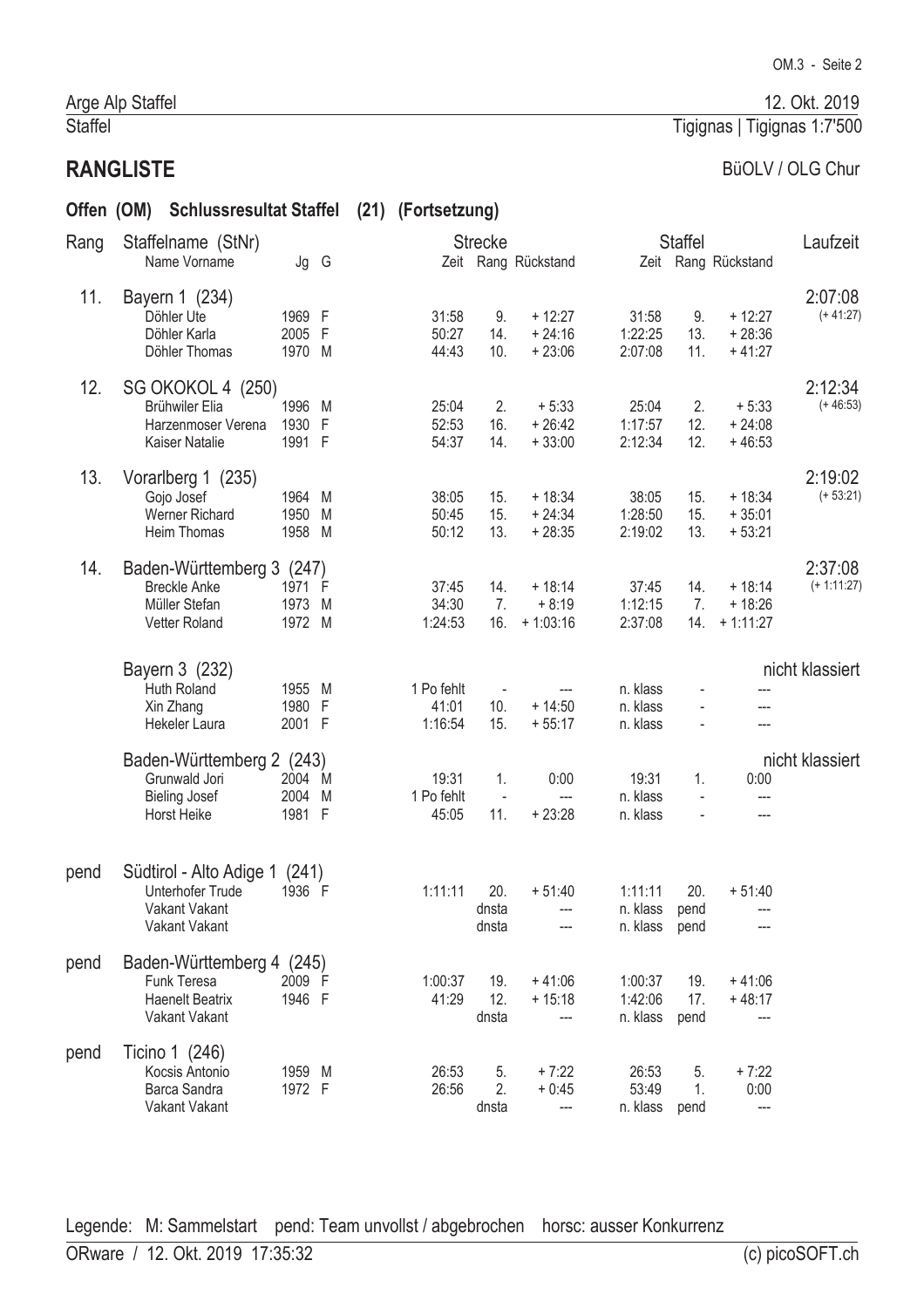Arge Alp Staffel — 12. Okt. 2019

Staffel — Tigignas | Tigignas 1:7'500

## RANGLISTE

BüOLV / OLG Chur

### Offen (OM) Schlussresultat Staffel (21) (Fortsetzung)

| Rang | Staffelname (StNr) / Name Vorname | Jg | G | Strecke Zeit | Strecke Rang | Strecke Rückstand | Staffel Zeit | Staffel Rang | Staffel Rückstand | Laufzeit |
|---|---|---|---|---|---|---|---|---|---|---|
| 11. | Bayern 1 (234) | | | | | | | | | 2:07:08 (+ 41:27) |
| | Döhler Ute | 1969 | F | 31:58 | 9. | + 12:27 | 31:58 | 9. | + 12:27 | |
| | Döhler Karla | 2005 | F | 50:27 | 14. | + 24:16 | 1:22:25 | 13. | + 28:36 | |
| | Döhler Thomas | 1970 | M | 44:43 | 10. | + 23:06 | 2:07:08 | 11. | + 41:27 | |
| 12. | SG OKOKOL 4 (250) | | | | | | | | | 2:12:34 (+ 46:53) |
| | Brühwiler Elia | 1996 | M | 25:04 | 2. | + 5:33 | 25:04 | 2. | + 5:33 | |
| | Harzenmoser Verena | 1930 | F | 52:53 | 16. | + 26:42 | 1:17:57 | 12. | + 24:08 | |
| | Kaiser Natalie | 1991 | F | 54:37 | 14. | + 33:00 | 2:12:34 | 12. | + 46:53 | |
| 13. | Vorarlberg 1 (235) | | | | | | | | | 2:19:02 (+ 53:21) |
| | Gojo Josef | 1964 | M | 38:05 | 15. | + 18:34 | 38:05 | 15. | + 18:34 | |
| | Werner Richard | 1950 | M | 50:45 | 15. | + 24:34 | 1:28:50 | 15. | + 35:01 | |
| | Heim Thomas | 1958 | M | 50:12 | 13. | + 28:35 | 2:19:02 | 13. | + 53:21 | |
| 14. | Baden-Württemberg 3 (247) | | | | | | | | | 2:37:08 (+ 1:11:27) |
| | Breckle Anke | 1971 | F | 37:45 | 14. | + 18:14 | 37:45 | 14. | + 18:14 | |
| | Müller Stefan | 1973 | M | 34:30 | 7. | + 8:19 | 1:12:15 | 7. | + 18:26 | |
| | Vetter Roland | 1972 | M | 1:24:53 | 16. | + 1:03:16 | 2:37:08 | 14. | + 1:11:27 | |
| | Bayern 3 (232) | | | | | | | | | nicht klassiert |
| | Huth Roland | 1955 | M | 1 Po fehlt | - | --- | n. klass | - | --- | |
| | Xin Zhang | 1980 | F | 41:01 | 10. | + 14:50 | n. klass | - | --- | |
| | Hekeler Laura | 2001 | F | 1:16:54 | 15. | + 55:17 | n. klass | - | --- | |
| | Baden-Württemberg 2 (243) | | | | | | | | | nicht klassiert |
| | Grunwald Jori | 2004 | M | 19:31 | 1. | 0:00 | 19:31 | 1. | 0:00 | |
| | Bieling Josef | 2004 | M | 1 Po fehlt | - | --- | n. klass | - | --- | |
| | Horst Heike | 1981 | F | 45:05 | 11. | + 23:28 | n. klass | - | --- | |
| pend | Südtirol - Alto Adige 1 (241) | | | | | | | | | |
| | Unterhofer Trude | 1936 | F | 1:11:11 | 20. | + 51:40 | 1:11:11 | 20. | + 51:40 | |
| | Vakant Vakant | | | | dnsta | --- | n. klass | pend | --- | |
| | Vakant Vakant | | | | dnsta | --- | n. klass | pend | --- | |
| pend | Baden-Württemberg 4 (245) | | | | | | | | | |
| | Funk Teresa | 2009 | F | 1:00:37 | 19. | + 41:06 | 1:00:37 | 19. | + 41:06 | |
| | Haenelt Beatrix | 1946 | F | 41:29 | 12. | + 15:18 | 1:42:06 | 17. | + 48:17 | |
| | Vakant Vakant | | | | dnsta | --- | n. klass | pend | --- | |
| pend | Ticino 1 (246) | | | | | | | | | |
| | Kocsis Antonio | 1959 | M | 26:53 | 5. | + 7:22 | 26:53 | 5. | + 7:22 | |
| | Barca Sandra | 1972 | F | 26:56 | 2. | + 0:45 | 53:49 | 1. | 0:00 | |
| | Vakant Vakant | | | | dnsta | --- | n. klass | pend | --- | |

Legende: M: Sammelstart pend: Team unvollst / abgebrochen horsc: ausser Konkurrenz

ORware / 12. Okt. 2019 17:35:32 (c) picoSOFT.ch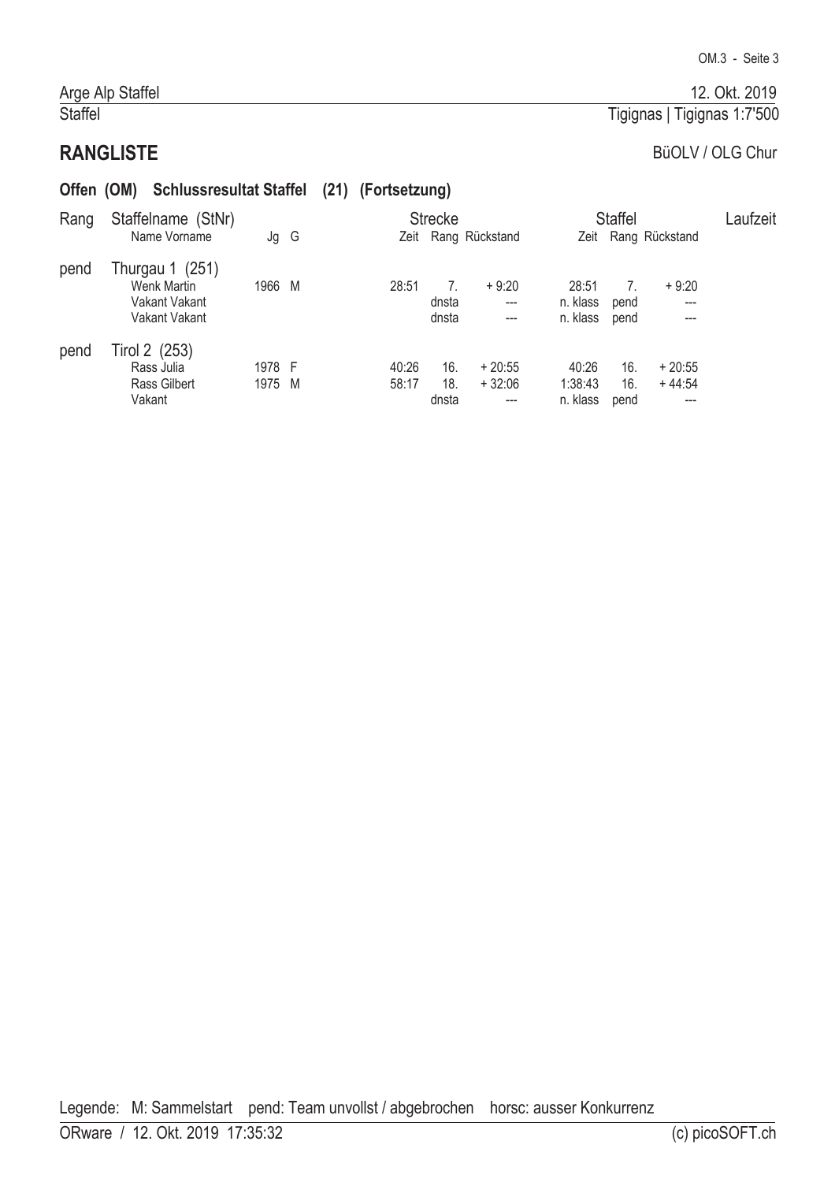Arge Alp Staffel — 12. Okt. 2019

Staffel — Tigignas | Tigignas 1:7'500

## RANGLISTE

BüOLV / OLG Chur

### Offen (OM) Schlussresultat Staffel (21) (Fortsetzung)

| Rang | Staffelname (StNr) / Name Vorname | Jg | G | Strecke Zeit | Strecke Rang | Strecke Rückstand | Staffel Zeit | Staffel Rang | Staffel Rückstand | Laufzeit |
|---|---|---|---|---|---|---|---|---|---|---|
| pend | Thurgau 1 (251) | | | | | | | | | |
| | Wenk Martin | 1966 | M | 28:51 | 7. | + 9:20 | 28:51 | 7. | + 9:20 | |
| | Vakant Vakant | | | | dnsta | --- | n. klass | pend | --- | |
| | Vakant Vakant | | | | dnsta | --- | n. klass | pend | --- | |
| pend | Tirol 2 (253) | | | | | | | | | |
| | Rass Julia | 1978 | F | 40:26 | 16. | + 20:55 | 40:26 | 16. | + 20:55 | |
| | Rass Gilbert | 1975 | M | 58:17 | 18. | + 32:06 | 1:38:43 | 16. | + 44:54 | |
| | Vakant | | | | dnsta | --- | n. klass | pend | --- | |

Legende: M: Sammelstart pend: Team unvollst / abgebrochen horsc: ausser Konkurrenz

ORware / 12. Okt. 2019 17:35:32 (c) picoSOFT.ch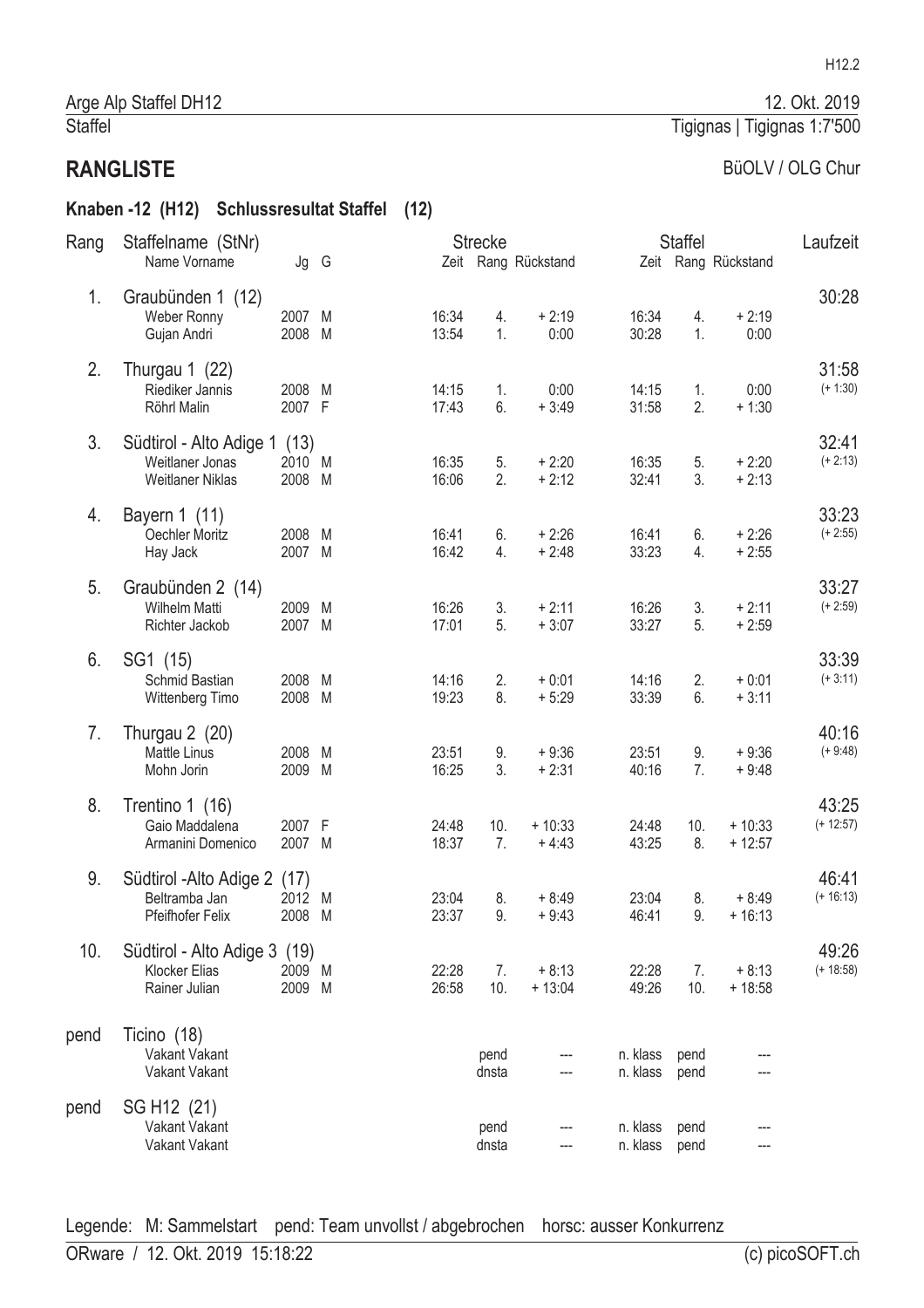Arge Alp Staffel DH12 — 12. Okt. 2019

Staffel — Tigignas | Tigignas 1:7'500

## RANGLISTE

BüOLV / OLG Chur

### Knaben -12 (H12) Schlussresultat Staffel (12)

| Rang | Staffelname (StNr) / Name Vorname | Jg | G | Strecke Zeit | Strecke Rang | Strecke Rückstand | Staffel Zeit | Staffel Rang | Staffel Rückstand | Laufzeit |
|---|---|---|---|---|---|---|---|---|---|---|
| 1. | Graubünden 1 (12) | | | | | | | | | 30:28 |
| | Weber Ronny | 2007 | M | 16:34 | 4. | + 2:19 | 16:34 | 4. | + 2:19 | |
| | Gujan Andri | 2008 | M | 13:54 | 1. | 0:00 | 30:28 | 1. | 0:00 | |
| 2. | Thurgau 1 (22) | | | | | | | | | 31:58 (+ 1:30) |
| | Riediker Jannis | 2008 | M | 14:15 | 1. | 0:00 | 14:15 | 1. | 0:00 | |
| | Röhrl Malin | 2007 | F | 17:43 | 6. | + 3:49 | 31:58 | 2. | + 1:30 | |
| 3. | Südtirol - Alto Adige 1 (13) | | | | | | | | | 32:41 (+ 2:13) |
| | Weitlaner Jonas | 2010 | M | 16:35 | 5. | + 2:20 | 16:35 | 5. | + 2:20 | |
| | Weitlaner Niklas | 2008 | M | 16:06 | 2. | + 2:12 | 32:41 | 3. | + 2:13 | |
| 4. | Bayern 1 (11) | | | | | | | | | 33:23 (+ 2:55) |
| | Oechler Moritz | 2008 | M | 16:41 | 6. | + 2:26 | 16:41 | 6. | + 2:26 | |
| | Hay Jack | 2007 | M | 16:42 | 4. | + 2:48 | 33:23 | 4. | + 2:55 | |
| 5. | Graubünden 2 (14) | | | | | | | | | 33:27 (+ 2:59) |
| | Wilhelm Matti | 2009 | M | 16:26 | 3. | + 2:11 | 16:26 | 3. | + 2:11 | |
| | Richter Jackob | 2007 | M | 17:01 | 5. | + 3:07 | 33:27 | 5. | + 2:59 | |
| 6. | SG1 (15) | | | | | | | | | 33:39 (+ 3:11) |
| | Schmid Bastian | 2008 | M | 14:16 | 2. | + 0:01 | 14:16 | 2. | + 0:01 | |
| | Wittenberg Timo | 2008 | M | 19:23 | 8. | + 5:29 | 33:39 | 6. | + 3:11 | |
| 7. | Thurgau 2 (20) | | | | | | | | | 40:16 (+ 9:48) |
| | Mattle Linus | 2008 | M | 23:51 | 9. | + 9:36 | 23:51 | 9. | + 9:36 | |
| | Mohn Jorin | 2009 | M | 16:25 | 3. | + 2:31 | 40:16 | 7. | + 9:48 | |
| 8. | Trentino 1 (16) | | | | | | | | | 43:25 (+ 12:57) |
| | Gaio Maddalena | 2007 | F | 24:48 | 10. | + 10:33 | 24:48 | 10. | + 10:33 | |
| | Armanini Domenico | 2007 | M | 18:37 | 7. | + 4:43 | 43:25 | 8. | + 12:57 | |
| 9. | Südtirol -Alto Adige 2 (17) | | | | | | | | | 46:41 (+ 16:13) |
| | Beltramba Jan | 2012 | M | 23:04 | 8. | + 8:49 | 23:04 | 8. | + 8:49 | |
| | Pfeifhofer Felix | 2008 | M | 23:37 | 9. | + 9:43 | 46:41 | 9. | + 16:13 | |
| 10. | Südtirol - Alto Adige 3 (19) | | | | | | | | | 49:26 (+ 18:58) |
| | Klocker Elias | 2009 | M | 22:28 | 7. | + 8:13 | 22:28 | 7. | + 8:13 | |
| | Rainer Julian | 2009 | M | 26:58 | 10. | + 13:04 | 49:26 | 10. | + 18:58 | |
| pend | Ticino (18) | | | | | | | | | |
| | Vakant Vakant | | | | pend | --- | n. klass | pend | --- | |
| | Vakant Vakant | | | | dnsta | --- | n. klass | pend | --- | |
| pend | SG H12 (21) | | | | | | | | | |
| | Vakant Vakant | | | | pend | --- | n. klass | pend | --- | |
| | Vakant Vakant | | | | dnsta | --- | n. klass | pend | --- | |

Legende: M: Sammelstart pend: Team unvollst / abgebrochen horsc: ausser Konkurrenz

ORware / 12. Okt. 2019 15:18:22 — (c) picoSOFT.ch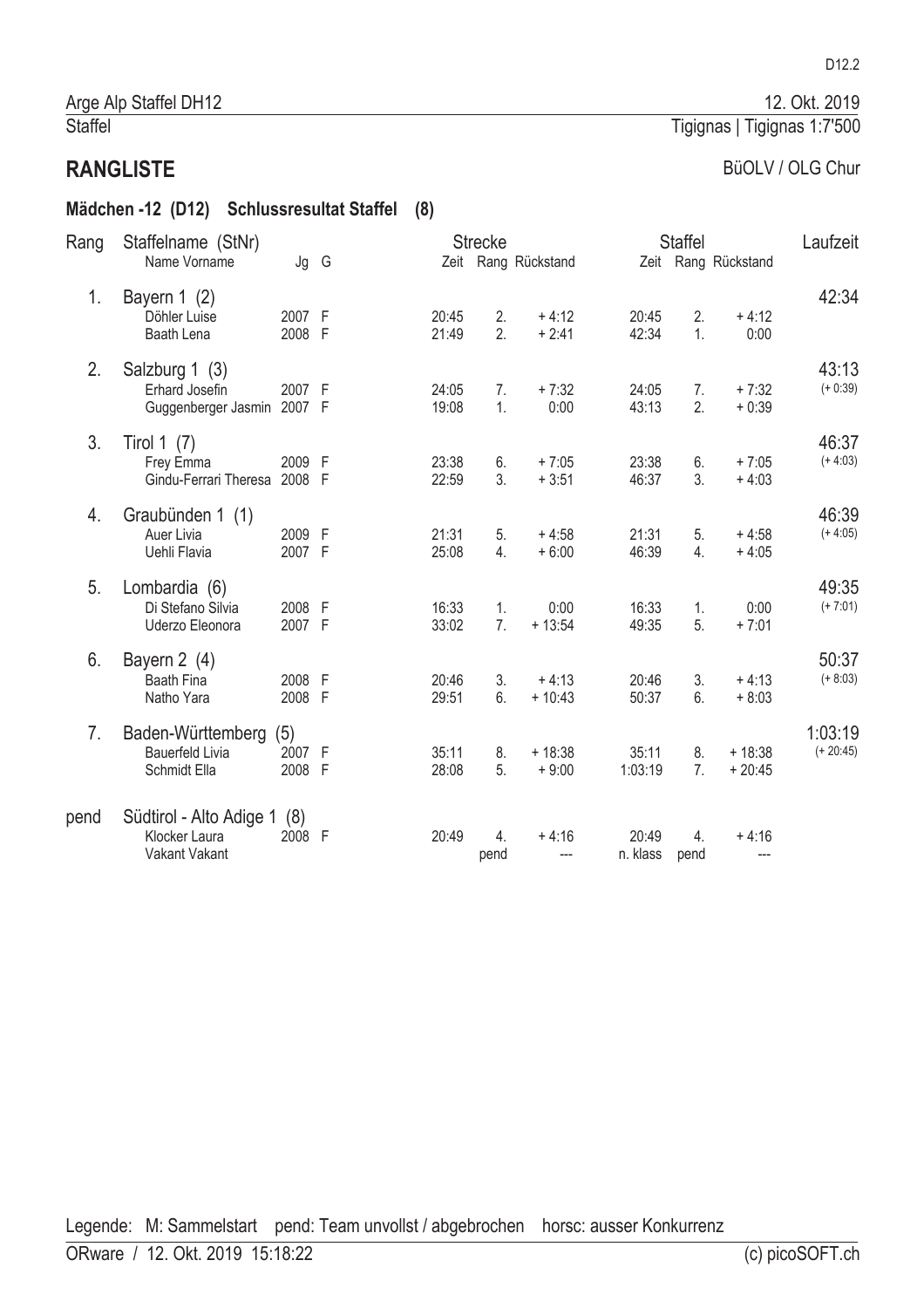Arge Alp Staffel DH12

Staffel

12. Okt. 2019

Tigignas | Tigignas 1:7'500

## RANGLISTE

BüOLV / OLG Chur

### Mädchen -12 (D12) Schlussresultat Staffel (8)

| Rang | Staffelname (StNr) / Name Vorname | Jg | G | Strecke Zeit | Strecke Rang | Strecke Rückstand | Staffel Zeit | Staffel Rang | Staffel Rückstand | Laufzeit |
|---|---|---|---|---|---|---|---|---|---|---|
| 1. | Bayern 1 (2) | | | | | | | | | 42:34 |
| | Döhler Luise | 2007 | F | 20:45 | 2. | + 4:12 | 20:45 | 2. | + 4:12 | |
| | Baath Lena | 2008 | F | 21:49 | 2. | + 2:41 | 42:34 | 1. | 0:00 | |
| 2. | Salzburg 1 (3) | | | | | | | | | 43:13 (+ 0:39) |
| | Erhard Josefin | 2007 | F | 24:05 | 7. | + 7:32 | 24:05 | 7. | + 7:32 | |
| | Guggenberger Jasmin | 2007 | F | 19:08 | 1. | 0:00 | 43:13 | 2. | + 0:39 | |
| 3. | Tirol 1 (7) | | | | | | | | | 46:37 (+ 4:03) |
| | Frey Emma | 2009 | F | 23:38 | 6. | + 7:05 | 23:38 | 6. | + 7:05 | |
| | Gindu-Ferrari Theresa | 2008 | F | 22:59 | 3. | + 3:51 | 46:37 | 3. | + 4:03 | |
| 4. | Graubünden 1 (1) | | | | | | | | | 46:39 (+ 4:05) |
| | Auer Livia | 2009 | F | 21:31 | 5. | + 4:58 | 21:31 | 5. | + 4:58 | |
| | Uehli Flavia | 2007 | F | 25:08 | 4. | + 6:00 | 46:39 | 4. | + 4:05 | |
| 5. | Lombardia (6) | | | | | | | | | 49:35 (+ 7:01) |
| | Di Stefano Silvia | 2008 | F | 16:33 | 1. | 0:00 | 16:33 | 1. | 0:00 | |
| | Uderzo Eleonora | 2007 | F | 33:02 | 7. | + 13:54 | 49:35 | 5. | + 7:01 | |
| 6. | Bayern 2 (4) | | | | | | | | | 50:37 (+ 8:03) |
| | Baath Fina | 2008 | F | 20:46 | 3. | + 4:13 | 20:46 | 3. | + 4:13 | |
| | Natho Yara | 2008 | F | 29:51 | 6. | + 10:43 | 50:37 | 6. | + 8:03 | |
| 7. | Baden-Württemberg (5) | | | | | | | | | 1:03:19 (+ 20:45) |
| | Bauerfeld Livia | 2007 | F | 35:11 | 8. | + 18:38 | 35:11 | 8. | + 18:38 | |
| | Schmidt Ella | 2008 | F | 28:08 | 5. | + 9:00 | 1:03:19 | 7. | + 20:45 | |
| pend | Südtirol - Alto Adige 1 (8) | | | | | | | | | |
| | Klocker Laura | 2008 | F | 20:49 | 4. | + 4:16 | 20:49 | 4. | + 4:16 | |
| | Vakant Vakant | | | | pend | --- | n. klass | pend | --- | |

Legende: M: Sammelstart pend: Team unvollst / abgebrochen horsc: ausser Konkurrenz

ORware / 12. Okt. 2019 15:18:22 (c) picoSOFT.ch